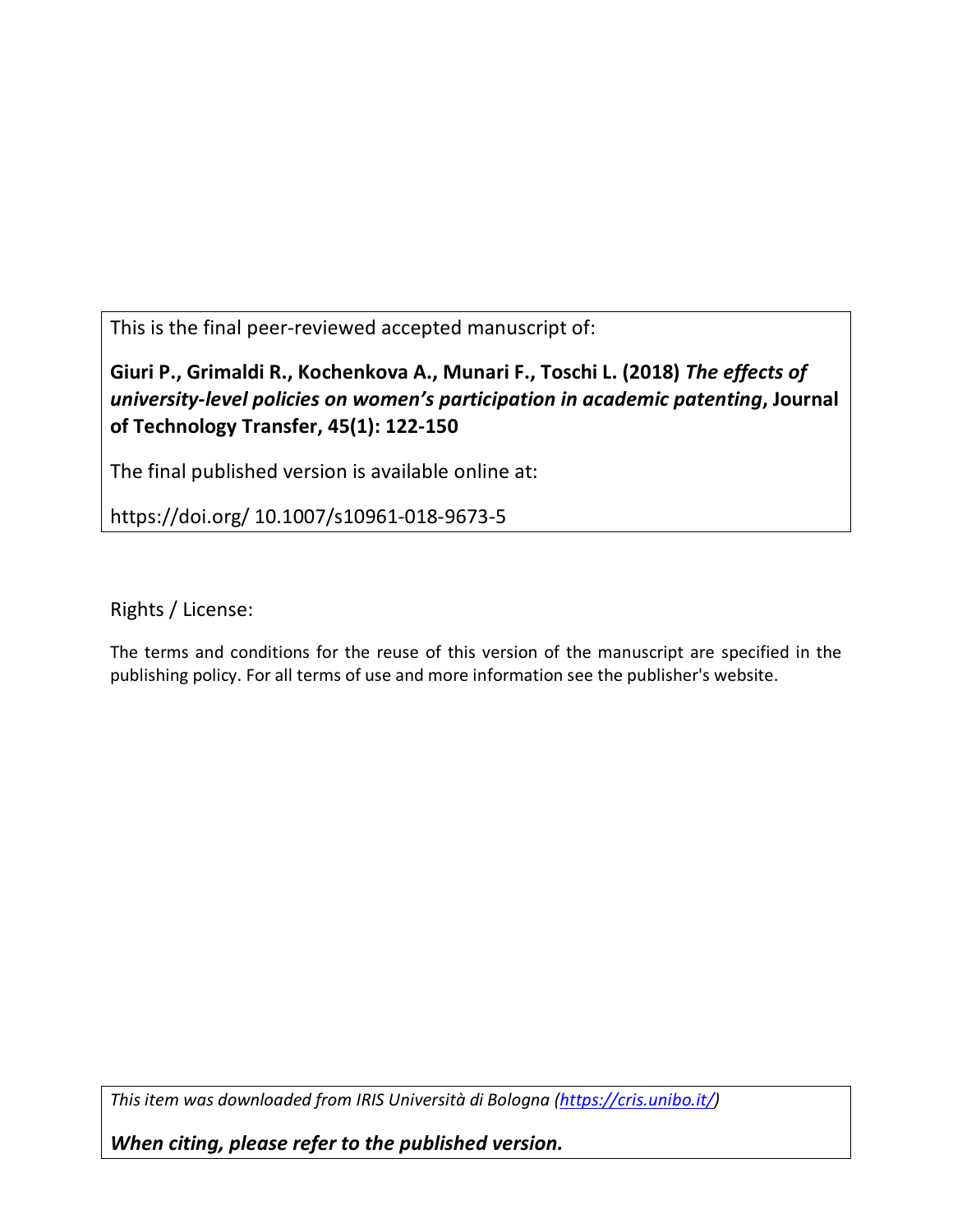This is the final peer-reviewed accepted manuscript of:

**Giuri P., Grimaldi R., Kochenkova A., Munari F., Toschi L. (2018)** ***The effects of university-level policies on women's participation in academic patenting*****, Journal of Technology Transfer, 45(1): 122-150**

The final published version is available online at:

https://doi.org/ 10.1007/s10961-018-9673-5

Rights / License:

The terms and conditions for the reuse of this version of the manuscript are specified in the publishing policy. For all terms of use and more information see the publisher's website.

*This item was downloaded from IRIS Università di Bologna (https://cris.unibo.it/)*

***When citing, please refer to the published version.***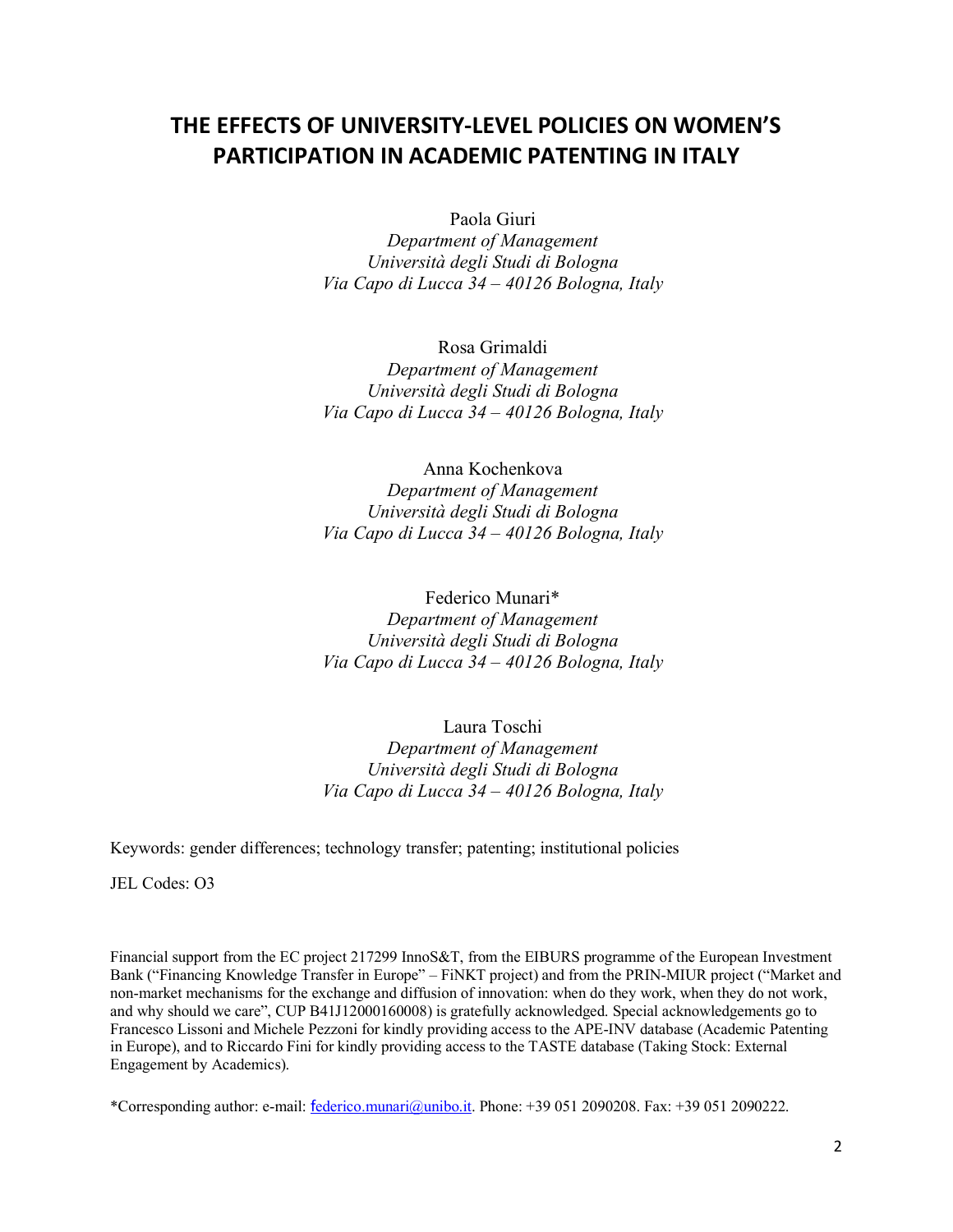# THE EFFECTS OF UNIVERSITY-LEVEL POLICIES ON WOMEN'S PARTICIPATION IN ACADEMIC PATENTING IN ITALY

Paola Giuri
*Department of Management*
*Università degli Studi di Bologna*
*Via Capo di Lucca 34 – 40126 Bologna, Italy*

Rosa Grimaldi
*Department of Management*
*Università degli Studi di Bologna*
*Via Capo di Lucca 34 – 40126 Bologna, Italy*

Anna Kochenkova
*Department of Management*
*Università degli Studi di Bologna*
*Via Capo di Lucca 34 – 40126 Bologna, Italy*

Federico Munari*
*Department of Management*
*Università degli Studi di Bologna*
*Via Capo di Lucca 34 – 40126 Bologna, Italy*

Laura Toschi
*Department of Management*
*Università degli Studi di Bologna*
*Via Capo di Lucca 34 – 40126 Bologna, Italy*

Keywords: gender differences; technology transfer; patenting; institutional policies

JEL Codes: O3

Financial support from the EC project 217299 InnoS&T, from the EIBURS programme of the European Investment Bank ("Financing Knowledge Transfer in Europe" – FiNKT project) and from the PRIN-MIUR project ("Market and non-market mechanisms for the exchange and diffusion of innovation: when do they work, when they do not work, and why should we care", CUP B41J12000160008) is gratefully acknowledged. Special acknowledgements go to Francesco Lissoni and Michele Pezzoni for kindly providing access to the APE-INV database (Academic Patenting in Europe), and to Riccardo Fini for kindly providing access to the TASTE database (Taking Stock: External Engagement by Academics).

*Corresponding author: e-mail: federico.munari@unibo.it. Phone: +39 051 2090208. Fax: +39 051 2090222.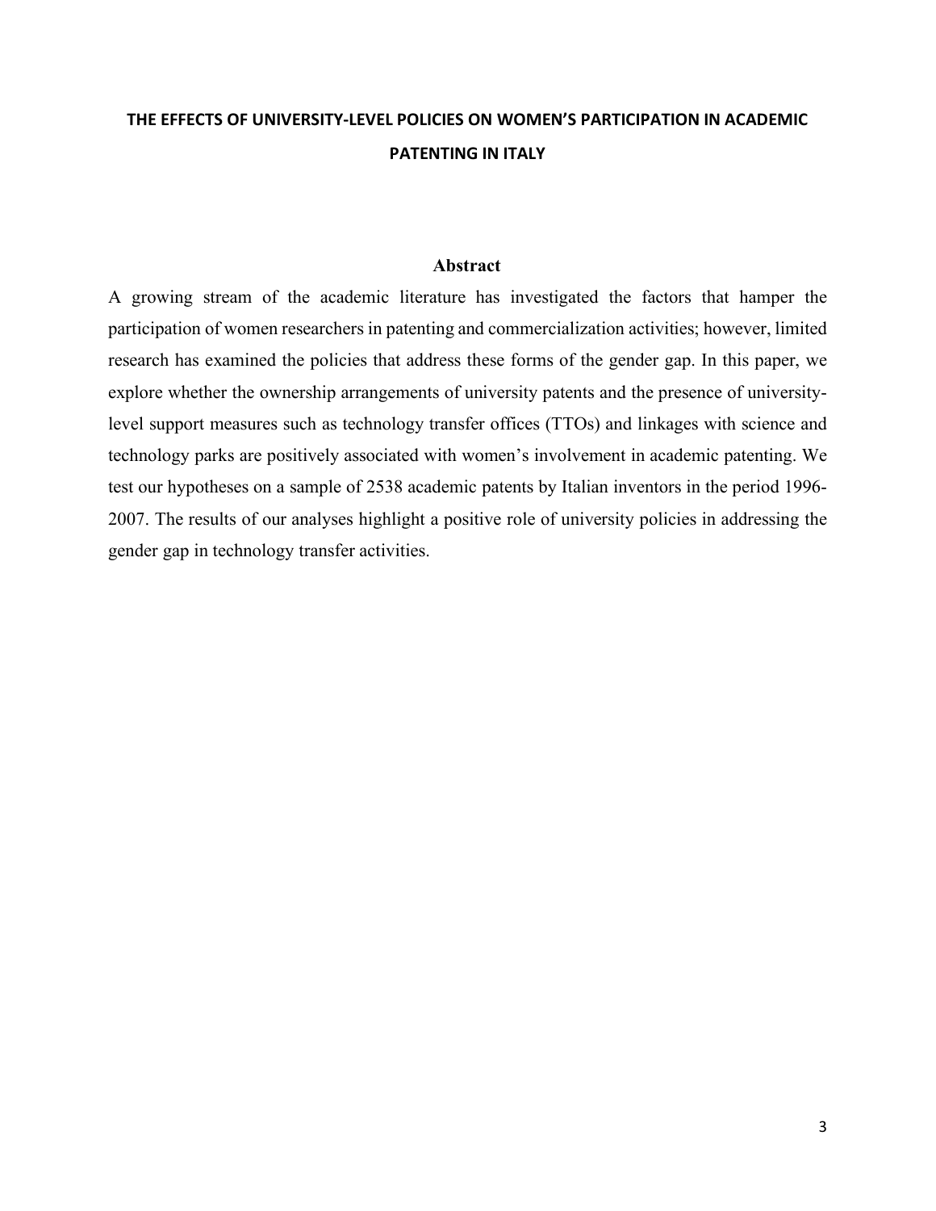# THE EFFECTS OF UNIVERSITY-LEVEL POLICIES ON WOMEN'S PARTICIPATION IN ACADEMIC PATENTING IN ITALY

## Abstract

A growing stream of the academic literature has investigated the factors that hamper the participation of women researchers in patenting and commercialization activities; however, limited research has examined the policies that address these forms of the gender gap. In this paper, we explore whether the ownership arrangements of university patents and the presence of university-level support measures such as technology transfer offices (TTOs) and linkages with science and technology parks are positively associated with women's involvement in academic patenting. We test our hypotheses on a sample of 2538 academic patents by Italian inventors in the period 1996-2007. The results of our analyses highlight a positive role of university policies in addressing the gender gap in technology transfer activities.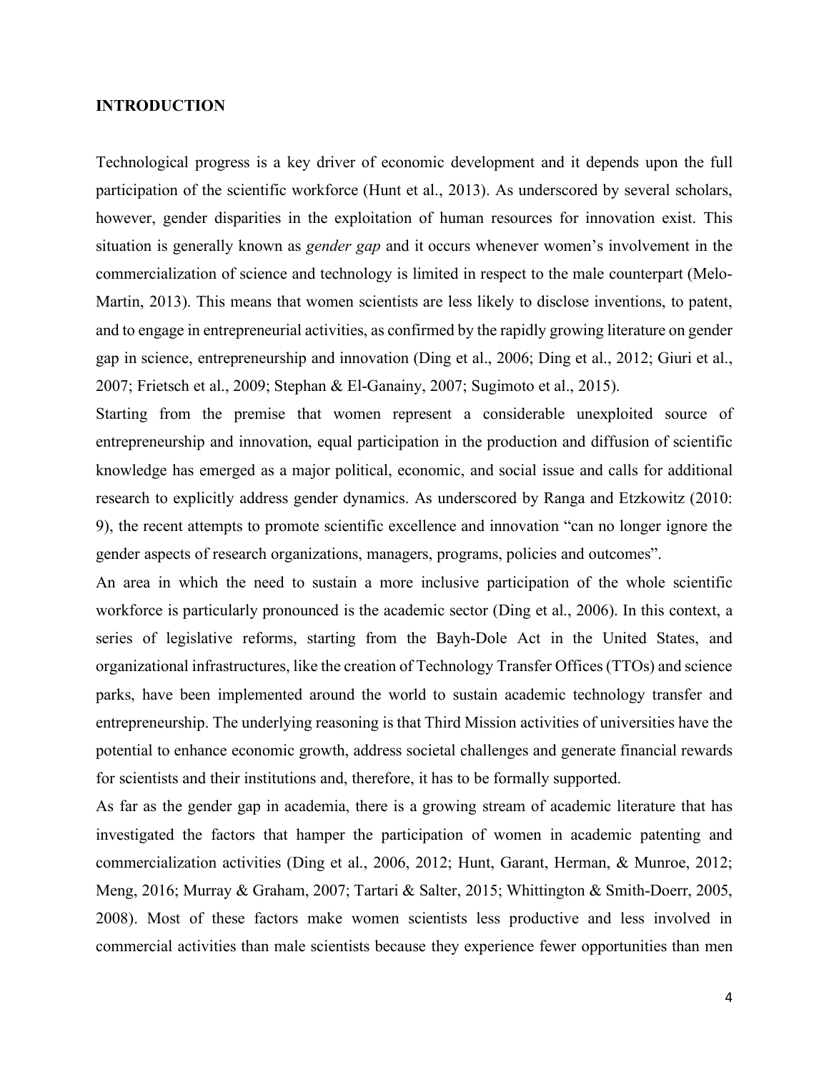## INTRODUCTION

Technological progress is a key driver of economic development and it depends upon the full participation of the scientific workforce (Hunt et al., 2013). As underscored by several scholars, however, gender disparities in the exploitation of human resources for innovation exist. This situation is generally known as *gender gap* and it occurs whenever women's involvement in the commercialization of science and technology is limited in respect to the male counterpart (Melo-Martin, 2013). This means that women scientists are less likely to disclose inventions, to patent, and to engage in entrepreneurial activities, as confirmed by the rapidly growing literature on gender gap in science, entrepreneurship and innovation (Ding et al., 2006; Ding et al., 2012; Giuri et al., 2007; Frietsch et al., 2009; Stephan & El-Ganainy, 2007; Sugimoto et al., 2015).

Starting from the premise that women represent a considerable unexploited source of entrepreneurship and innovation, equal participation in the production and diffusion of scientific knowledge has emerged as a major political, economic, and social issue and calls for additional research to explicitly address gender dynamics. As underscored by Ranga and Etzkowitz (2010: 9), the recent attempts to promote scientific excellence and innovation "can no longer ignore the gender aspects of research organizations, managers, programs, policies and outcomes".

An area in which the need to sustain a more inclusive participation of the whole scientific workforce is particularly pronounced is the academic sector (Ding et al., 2006). In this context, a series of legislative reforms, starting from the Bayh-Dole Act in the United States, and organizational infrastructures, like the creation of Technology Transfer Offices (TTOs) and science parks, have been implemented around the world to sustain academic technology transfer and entrepreneurship. The underlying reasoning is that Third Mission activities of universities have the potential to enhance economic growth, address societal challenges and generate financial rewards for scientists and their institutions and, therefore, it has to be formally supported.

As far as the gender gap in academia, there is a growing stream of academic literature that has investigated the factors that hamper the participation of women in academic patenting and commercialization activities (Ding et al., 2006, 2012; Hunt, Garant, Herman, & Munroe, 2012; Meng, 2016; Murray & Graham, 2007; Tartari & Salter, 2015; Whittington & Smith-Doerr, 2005, 2008). Most of these factors make women scientists less productive and less involved in commercial activities than male scientists because they experience fewer opportunities than men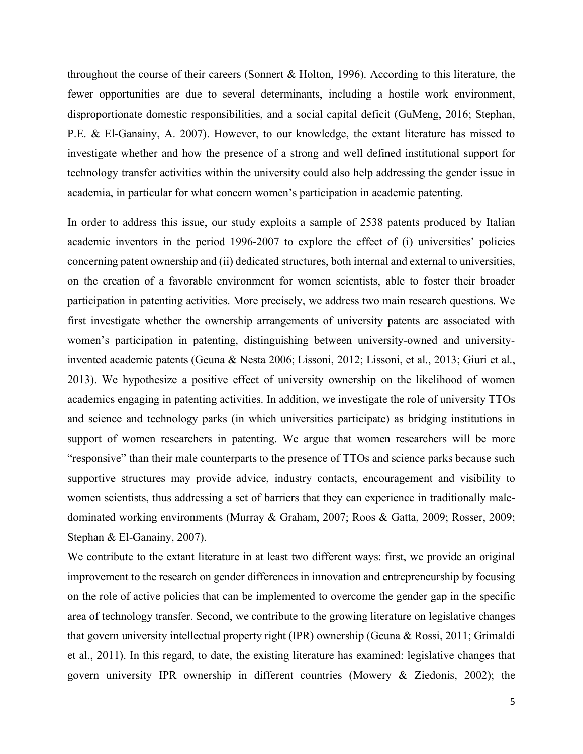throughout the course of their careers (Sonnert & Holton, 1996). According to this literature, the fewer opportunities are due to several determinants, including a hostile work environment, disproportionate domestic responsibilities, and a social capital deficit (GuMeng, 2016; Stephan, P.E. & El-Ganainy, A. 2007). However, to our knowledge, the extant literature has missed to investigate whether and how the presence of a strong and well defined institutional support for technology transfer activities within the university could also help addressing the gender issue in academia, in particular for what concern women's participation in academic patenting.

In order to address this issue, our study exploits a sample of 2538 patents produced by Italian academic inventors in the period 1996-2007 to explore the effect of (i) universities' policies concerning patent ownership and (ii) dedicated structures, both internal and external to universities, on the creation of a favorable environment for women scientists, able to foster their broader participation in patenting activities. More precisely, we address two main research questions. We first investigate whether the ownership arrangements of university patents are associated with women's participation in patenting, distinguishing between university-owned and university-invented academic patents (Geuna & Nesta 2006; Lissoni, 2012; Lissoni, et al., 2013; Giuri et al., 2013). We hypothesize a positive effect of university ownership on the likelihood of women academics engaging in patenting activities. In addition, we investigate the role of university TTOs and science and technology parks (in which universities participate) as bridging institutions in support of women researchers in patenting. We argue that women researchers will be more "responsive" than their male counterparts to the presence of TTOs and science parks because such supportive structures may provide advice, industry contacts, encouragement and visibility to women scientists, thus addressing a set of barriers that they can experience in traditionally male-dominated working environments (Murray & Graham, 2007; Roos & Gatta, 2009; Rosser, 2009; Stephan & El-Ganainy, 2007).

We contribute to the extant literature in at least two different ways: first, we provide an original improvement to the research on gender differences in innovation and entrepreneurship by focusing on the role of active policies that can be implemented to overcome the gender gap in the specific area of technology transfer. Second, we contribute to the growing literature on legislative changes that govern university intellectual property right (IPR) ownership (Geuna & Rossi, 2011; Grimaldi et al., 2011). In this regard, to date, the existing literature has examined: legislative changes that govern university IPR ownership in different countries (Mowery & Ziedonis, 2002); the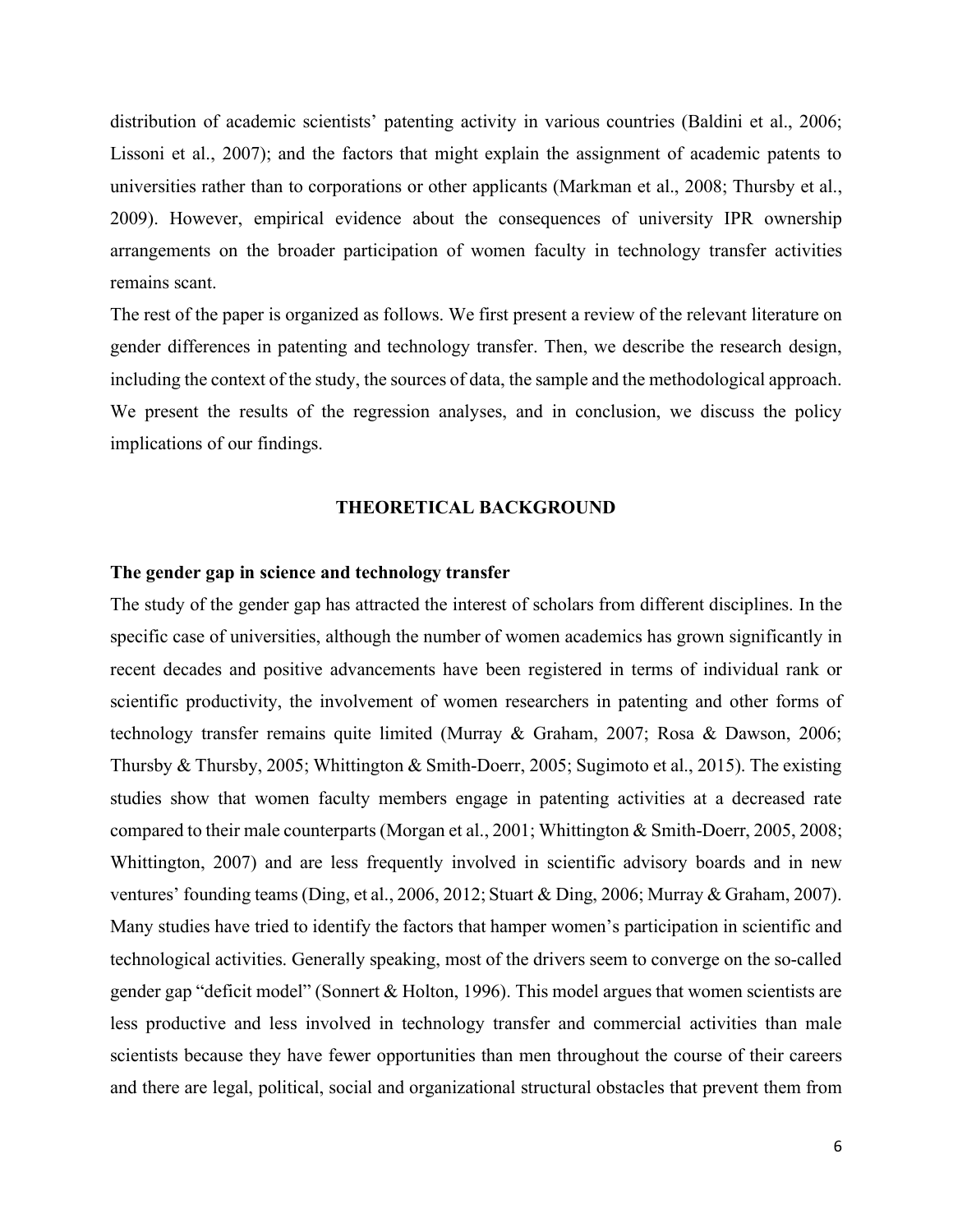distribution of academic scientists' patenting activity in various countries (Baldini et al., 2006; Lissoni et al., 2007); and the factors that might explain the assignment of academic patents to universities rather than to corporations or other applicants (Markman et al., 2008; Thursby et al., 2009). However, empirical evidence about the consequences of university IPR ownership arrangements on the broader participation of women faculty in technology transfer activities remains scant.

The rest of the paper is organized as follows. We first present a review of the relevant literature on gender differences in patenting and technology transfer. Then, we describe the research design, including the context of the study, the sources of data, the sample and the methodological approach. We present the results of the regression analyses, and in conclusion, we discuss the policy implications of our findings.

## THEORETICAL BACKGROUND

### The gender gap in science and technology transfer

The study of the gender gap has attracted the interest of scholars from different disciplines. In the specific case of universities, although the number of women academics has grown significantly in recent decades and positive advancements have been registered in terms of individual rank or scientific productivity, the involvement of women researchers in patenting and other forms of technology transfer remains quite limited (Murray & Graham, 2007; Rosa & Dawson, 2006; Thursby & Thursby, 2005; Whittington & Smith-Doerr, 2005; Sugimoto et al., 2015). The existing studies show that women faculty members engage in patenting activities at a decreased rate compared to their male counterparts (Morgan et al., 2001; Whittington & Smith-Doerr, 2005, 2008; Whittington, 2007) and are less frequently involved in scientific advisory boards and in new ventures' founding teams (Ding, et al., 2006, 2012; Stuart & Ding, 2006; Murray & Graham, 2007). Many studies have tried to identify the factors that hamper women's participation in scientific and technological activities. Generally speaking, most of the drivers seem to converge on the so-called gender gap "deficit model" (Sonnert & Holton, 1996). This model argues that women scientists are less productive and less involved in technology transfer and commercial activities than male scientists because they have fewer opportunities than men throughout the course of their careers and there are legal, political, social and organizational structural obstacles that prevent them from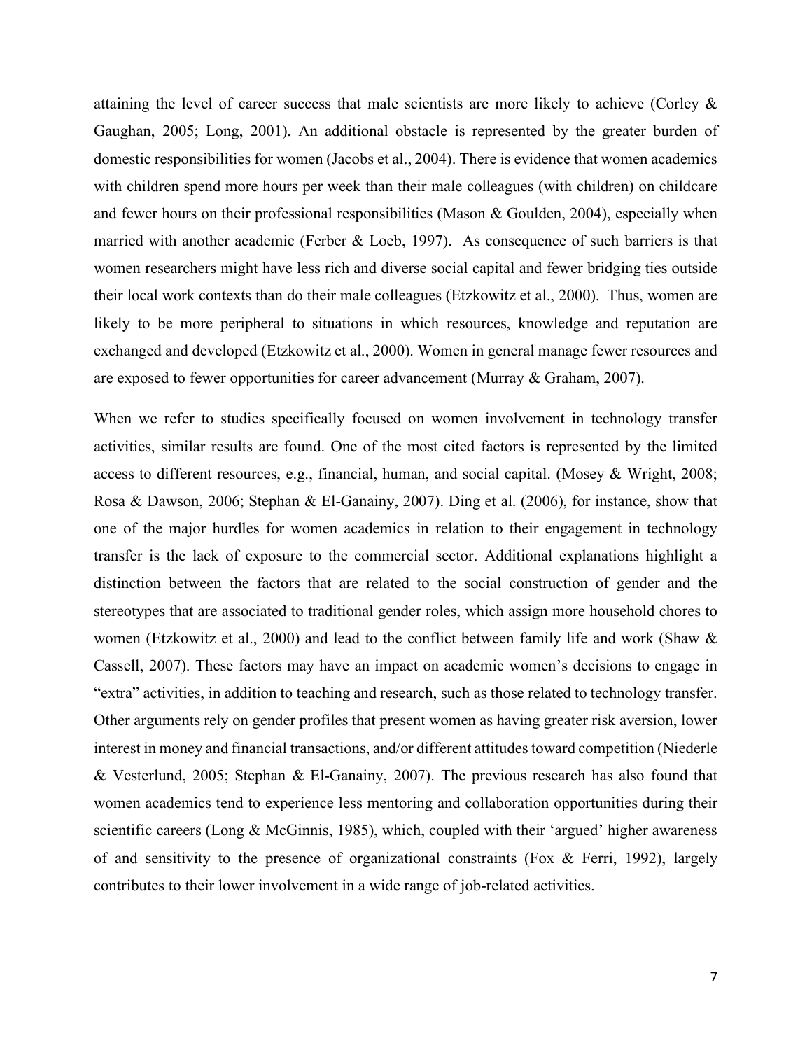attaining the level of career success that male scientists are more likely to achieve (Corley & Gaughan, 2005; Long, 2001). An additional obstacle is represented by the greater burden of domestic responsibilities for women (Jacobs et al., 2004). There is evidence that women academics with children spend more hours per week than their male colleagues (with children) on childcare and fewer hours on their professional responsibilities (Mason & Goulden, 2004), especially when married with another academic (Ferber & Loeb, 1997). As consequence of such barriers is that women researchers might have less rich and diverse social capital and fewer bridging ties outside their local work contexts than do their male colleagues (Etzkowitz et al., 2000). Thus, women are likely to be more peripheral to situations in which resources, knowledge and reputation are exchanged and developed (Etzkowitz et al., 2000). Women in general manage fewer resources and are exposed to fewer opportunities for career advancement (Murray & Graham, 2007).

When we refer to studies specifically focused on women involvement in technology transfer activities, similar results are found. One of the most cited factors is represented by the limited access to different resources, e.g., financial, human, and social capital. (Mosey & Wright, 2008; Rosa & Dawson, 2006; Stephan & El-Ganainy, 2007). Ding et al. (2006), for instance, show that one of the major hurdles for women academics in relation to their engagement in technology transfer is the lack of exposure to the commercial sector. Additional explanations highlight a distinction between the factors that are related to the social construction of gender and the stereotypes that are associated to traditional gender roles, which assign more household chores to women (Etzkowitz et al., 2000) and lead to the conflict between family life and work (Shaw & Cassell, 2007). These factors may have an impact on academic women's decisions to engage in "extra" activities, in addition to teaching and research, such as those related to technology transfer. Other arguments rely on gender profiles that present women as having greater risk aversion, lower interest in money and financial transactions, and/or different attitudes toward competition (Niederle & Vesterlund, 2005; Stephan & El-Ganainy, 2007). The previous research has also found that women academics tend to experience less mentoring and collaboration opportunities during their scientific careers (Long & McGinnis, 1985), which, coupled with their 'argued' higher awareness of and sensitivity to the presence of organizational constraints (Fox & Ferri, 1992), largely contributes to their lower involvement in a wide range of job-related activities.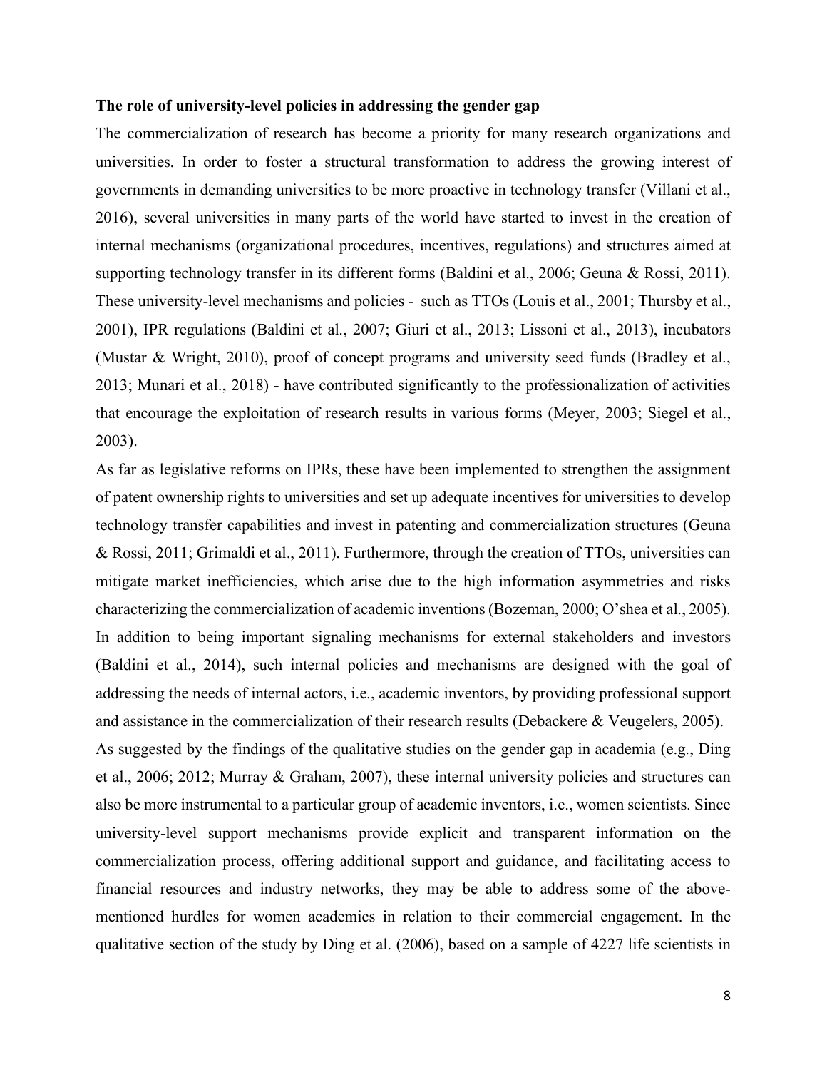**The role of university-level policies in addressing the gender gap**

The commercialization of research has become a priority for many research organizations and universities. In order to foster a structural transformation to address the growing interest of governments in demanding universities to be more proactive in technology transfer (Villani et al., 2016), several universities in many parts of the world have started to invest in the creation of internal mechanisms (organizational procedures, incentives, regulations) and structures aimed at supporting technology transfer in its different forms (Baldini et al., 2006; Geuna & Rossi, 2011). These university-level mechanisms and policies - such as TTOs (Louis et al., 2001; Thursby et al., 2001), IPR regulations (Baldini et al., 2007; Giuri et al., 2013; Lissoni et al., 2013), incubators (Mustar & Wright, 2010), proof of concept programs and university seed funds (Bradley et al., 2013; Munari et al., 2018) - have contributed significantly to the professionalization of activities that encourage the exploitation of research results in various forms (Meyer, 2003; Siegel et al., 2003).

As far as legislative reforms on IPRs, these have been implemented to strengthen the assignment of patent ownership rights to universities and set up adequate incentives for universities to develop technology transfer capabilities and invest in patenting and commercialization structures (Geuna & Rossi, 2011; Grimaldi et al., 2011). Furthermore, through the creation of TTOs, universities can mitigate market inefficiencies, which arise due to the high information asymmetries and risks characterizing the commercialization of academic inventions (Bozeman, 2000; O'shea et al., 2005). In addition to being important signaling mechanisms for external stakeholders and investors (Baldini et al., 2014), such internal policies and mechanisms are designed with the goal of addressing the needs of internal actors, i.e., academic inventors, by providing professional support and assistance in the commercialization of their research results (Debackere & Veugelers, 2005).

As suggested by the findings of the qualitative studies on the gender gap in academia (e.g., Ding et al., 2006; 2012; Murray & Graham, 2007), these internal university policies and structures can also be more instrumental to a particular group of academic inventors, i.e., women scientists. Since university-level support mechanisms provide explicit and transparent information on the commercialization process, offering additional support and guidance, and facilitating access to financial resources and industry networks, they may be able to address some of the above-mentioned hurdles for women academics in relation to their commercial engagement. In the qualitative section of the study by Ding et al. (2006), based on a sample of 4227 life scientists in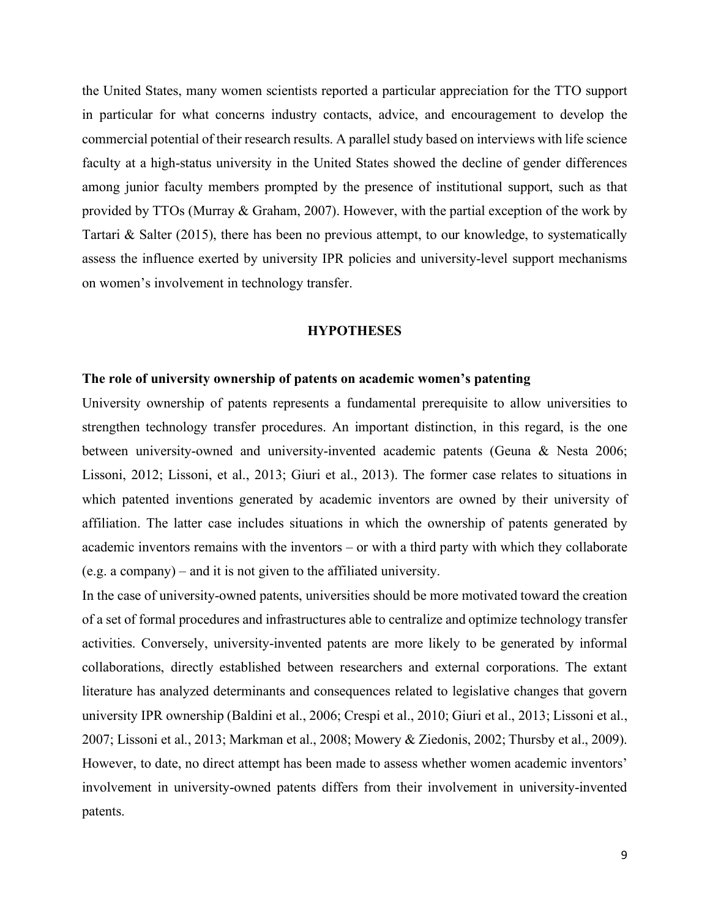the United States, many women scientists reported a particular appreciation for the TTO support in particular for what concerns industry contacts, advice, and encouragement to develop the commercial potential of their research results. A parallel study based on interviews with life science faculty at a high-status university in the United States showed the decline of gender differences among junior faculty members prompted by the presence of institutional support, such as that provided by TTOs (Murray & Graham, 2007). However, with the partial exception of the work by Tartari & Salter (2015), there has been no previous attempt, to our knowledge, to systematically assess the influence exerted by university IPR policies and university-level support mechanisms on women's involvement in technology transfer.

## HYPOTHESES

### The role of university ownership of patents on academic women's patenting

University ownership of patents represents a fundamental prerequisite to allow universities to strengthen technology transfer procedures. An important distinction, in this regard, is the one between university-owned and university-invented academic patents (Geuna & Nesta 2006; Lissoni, 2012; Lissoni, et al., 2013; Giuri et al., 2013). The former case relates to situations in which patented inventions generated by academic inventors are owned by their university of affiliation. The latter case includes situations in which the ownership of patents generated by academic inventors remains with the inventors – or with a third party with which they collaborate (e.g. a company) – and it is not given to the affiliated university.

In the case of university-owned patents, universities should be more motivated toward the creation of a set of formal procedures and infrastructures able to centralize and optimize technology transfer activities. Conversely, university-invented patents are more likely to be generated by informal collaborations, directly established between researchers and external corporations. The extant literature has analyzed determinants and consequences related to legislative changes that govern university IPR ownership (Baldini et al., 2006; Crespi et al., 2010; Giuri et al., 2013; Lissoni et al., 2007; Lissoni et al., 2013; Markman et al., 2008; Mowery & Ziedonis, 2002; Thursby et al., 2009). However, to date, no direct attempt has been made to assess whether women academic inventors' involvement in university-owned patents differs from their involvement in university-invented patents.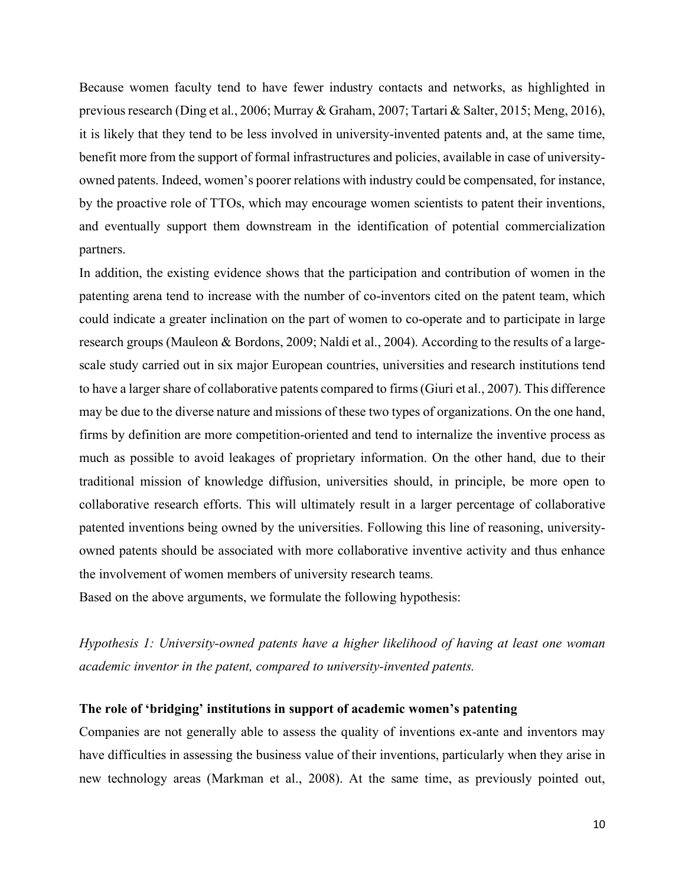Because women faculty tend to have fewer industry contacts and networks, as highlighted in previous research (Ding et al., 2006; Murray & Graham, 2007; Tartari & Salter, 2015; Meng, 2016), it is likely that they tend to be less involved in university-invented patents and, at the same time, benefit more from the support of formal infrastructures and policies, available in case of university-owned patents. Indeed, women's poorer relations with industry could be compensated, for instance, by the proactive role of TTOs, which may encourage women scientists to patent their inventions, and eventually support them downstream in the identification of potential commercialization partners.

In addition, the existing evidence shows that the participation and contribution of women in the patenting arena tend to increase with the number of co-inventors cited on the patent team, which could indicate a greater inclination on the part of women to co-operate and to participate in large research groups (Mauleon & Bordons, 2009; Naldi et al., 2004). According to the results of a large-scale study carried out in six major European countries, universities and research institutions tend to have a larger share of collaborative patents compared to firms (Giuri et al., 2007). This difference may be due to the diverse nature and missions of these two types of organizations. On the one hand, firms by definition are more competition-oriented and tend to internalize the inventive process as much as possible to avoid leakages of proprietary information. On the other hand, due to their traditional mission of knowledge diffusion, universities should, in principle, be more open to collaborative research efforts. This will ultimately result in a larger percentage of collaborative patented inventions being owned by the universities. Following this line of reasoning, university-owned patents should be associated with more collaborative inventive activity and thus enhance the involvement of women members of university research teams.

Based on the above arguments, we formulate the following hypothesis:

*Hypothesis 1: University-owned patents have a higher likelihood of having at least one woman academic inventor in the patent, compared to university-invented patents.*

**The role of 'bridging' institutions in support of academic women's patenting**

Companies are not generally able to assess the quality of inventions ex-ante and inventors may have difficulties in assessing the business value of their inventions, particularly when they arise in new technology areas (Markman et al., 2008). At the same time, as previously pointed out,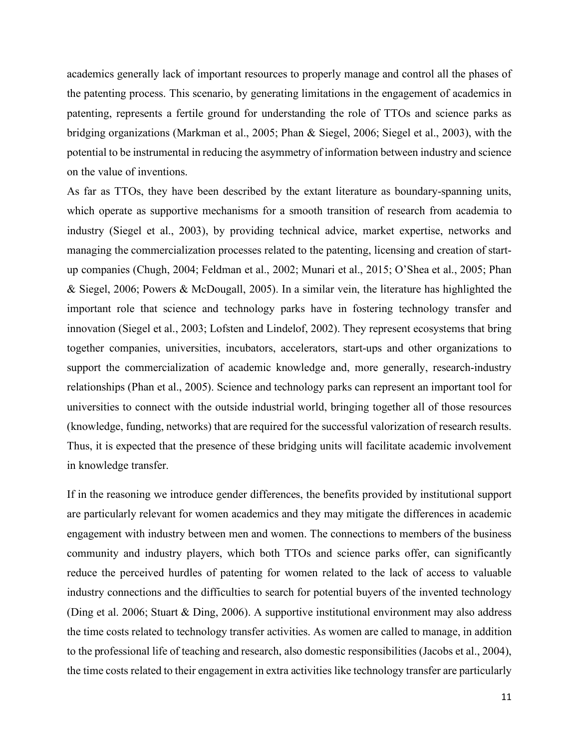academics generally lack of important resources to properly manage and control all the phases of the patenting process. This scenario, by generating limitations in the engagement of academics in patenting, represents a fertile ground for understanding the role of TTOs and science parks as bridging organizations (Markman et al., 2005; Phan & Siegel, 2006; Siegel et al., 2003), with the potential to be instrumental in reducing the asymmetry of information between industry and science on the value of inventions.

As far as TTOs, they have been described by the extant literature as boundary-spanning units, which operate as supportive mechanisms for a smooth transition of research from academia to industry (Siegel et al., 2003), by providing technical advice, market expertise, networks and managing the commercialization processes related to the patenting, licensing and creation of start-up companies (Chugh, 2004; Feldman et al., 2002; Munari et al., 2015; O'Shea et al., 2005; Phan & Siegel, 2006; Powers & McDougall, 2005). In a similar vein, the literature has highlighted the important role that science and technology parks have in fostering technology transfer and innovation (Siegel et al., 2003; Lofsten and Lindelof, 2002). They represent ecosystems that bring together companies, universities, incubators, accelerators, start-ups and other organizations to support the commercialization of academic knowledge and, more generally, research-industry relationships (Phan et al., 2005). Science and technology parks can represent an important tool for universities to connect with the outside industrial world, bringing together all of those resources (knowledge, funding, networks) that are required for the successful valorization of research results. Thus, it is expected that the presence of these bridging units will facilitate academic involvement in knowledge transfer.

If in the reasoning we introduce gender differences, the benefits provided by institutional support are particularly relevant for women academics and they may mitigate the differences in academic engagement with industry between men and women. The connections to members of the business community and industry players, which both TTOs and science parks offer, can significantly reduce the perceived hurdles of patenting for women related to the lack of access to valuable industry connections and the difficulties to search for potential buyers of the invented technology (Ding et al. 2006; Stuart & Ding, 2006). A supportive institutional environment may also address the time costs related to technology transfer activities. As women are called to manage, in addition to the professional life of teaching and research, also domestic responsibilities (Jacobs et al., 2004), the time costs related to their engagement in extra activities like technology transfer are particularly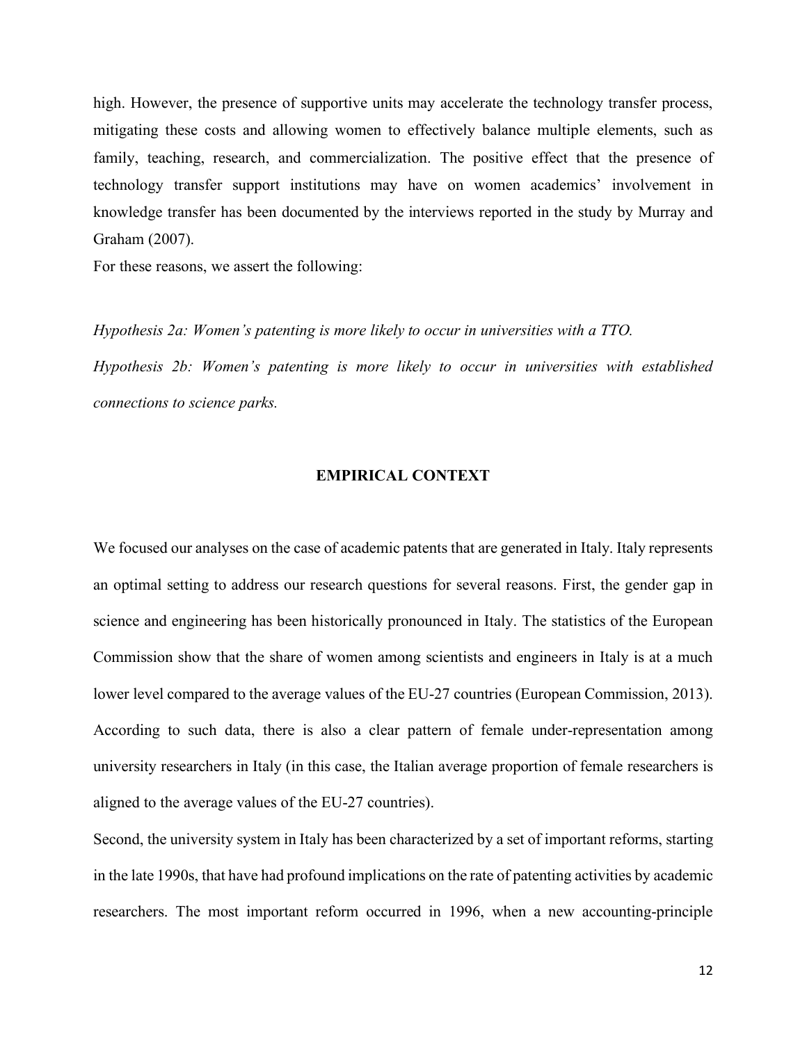high. However, the presence of supportive units may accelerate the technology transfer process, mitigating these costs and allowing women to effectively balance multiple elements, such as family, teaching, research, and commercialization. The positive effect that the presence of technology transfer support institutions may have on women academics' involvement in knowledge transfer has been documented by the interviews reported in the study by Murray and Graham (2007).

For these reasons, we assert the following:

*Hypothesis 2a: Women's patenting is more likely to occur in universities with a TTO.*

*Hypothesis 2b: Women's patenting is more likely to occur in universities with established connections to science parks.*

## EMPIRICAL CONTEXT

We focused our analyses on the case of academic patents that are generated in Italy. Italy represents an optimal setting to address our research questions for several reasons. First, the gender gap in science and engineering has been historically pronounced in Italy. The statistics of the European Commission show that the share of women among scientists and engineers in Italy is at a much lower level compared to the average values of the EU-27 countries (European Commission, 2013). According to such data, there is also a clear pattern of female under-representation among university researchers in Italy (in this case, the Italian average proportion of female researchers is aligned to the average values of the EU-27 countries).

Second, the university system in Italy has been characterized by a set of important reforms, starting in the late 1990s, that have had profound implications on the rate of patenting activities by academic researchers. The most important reform occurred in 1996, when a new accounting-principle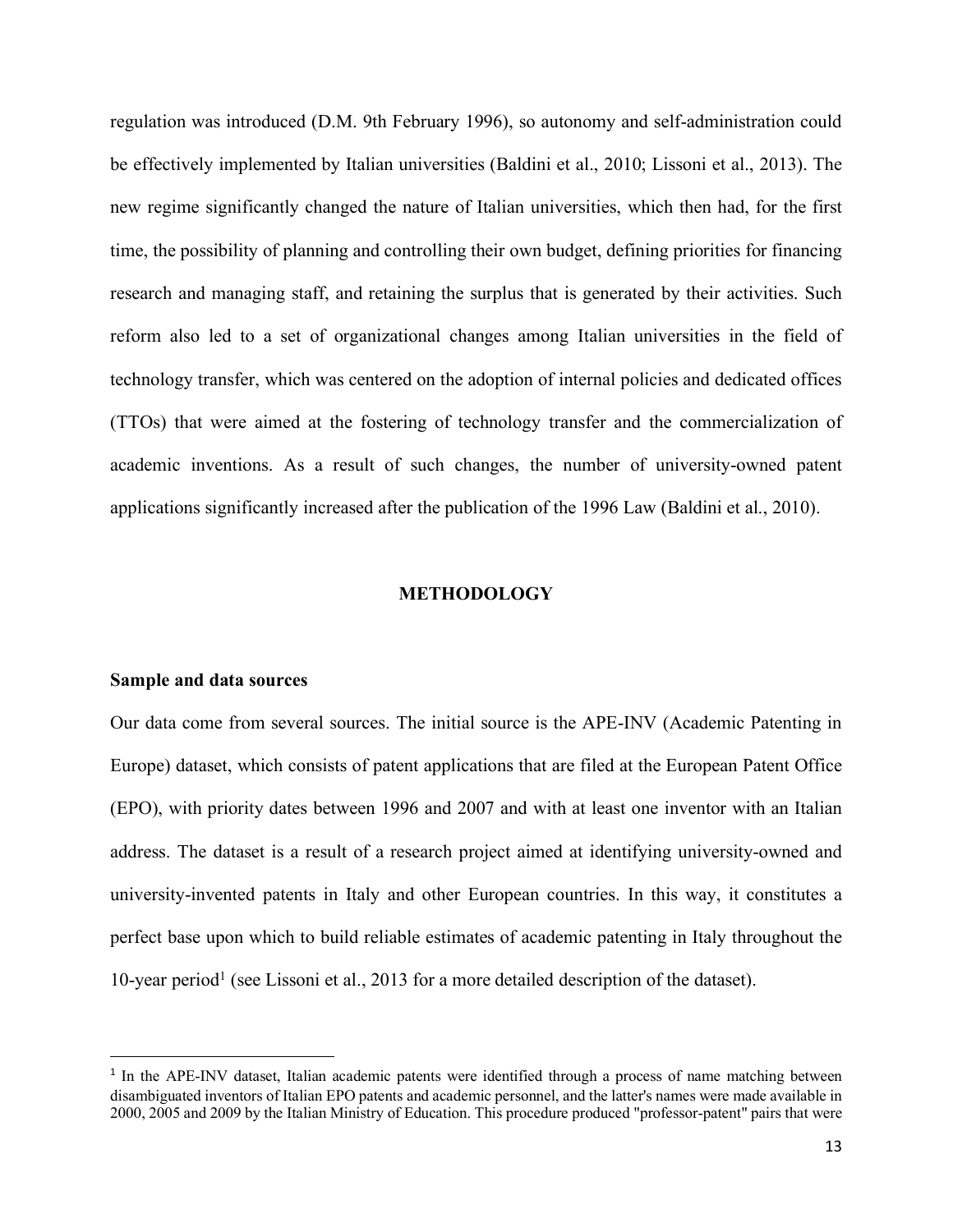regulation was introduced (D.M. 9th February 1996), so autonomy and self-administration could be effectively implemented by Italian universities (Baldini et al., 2010; Lissoni et al., 2013). The new regime significantly changed the nature of Italian universities, which then had, for the first time, the possibility of planning and controlling their own budget, defining priorities for financing research and managing staff, and retaining the surplus that is generated by their activities. Such reform also led to a set of organizational changes among Italian universities in the field of technology transfer, which was centered on the adoption of internal policies and dedicated offices (TTOs) that were aimed at the fostering of technology transfer and the commercialization of academic inventions. As a result of such changes, the number of university-owned patent applications significantly increased after the publication of the 1996 Law (Baldini et al., 2010).

## METHODOLOGY

### Sample and data sources

Our data come from several sources. The initial source is the APE-INV (Academic Patenting in Europe) dataset, which consists of patent applications that are filed at the European Patent Office (EPO), with priority dates between 1996 and 2007 and with at least one inventor with an Italian address. The dataset is a result of a research project aimed at identifying university-owned and university-invented patents in Italy and other European countries. In this way, it constitutes a perfect base upon which to build reliable estimates of academic patenting in Italy throughout the 10-year period[1] (see Lissoni et al., 2013 for a more detailed description of the dataset).

[1] In the APE-INV dataset, Italian academic patents were identified through a process of name matching between disambiguated inventors of Italian EPO patents and academic personnel, and the latter's names were made available in 2000, 2005 and 2009 by the Italian Ministry of Education. This procedure produced "professor-patent" pairs that were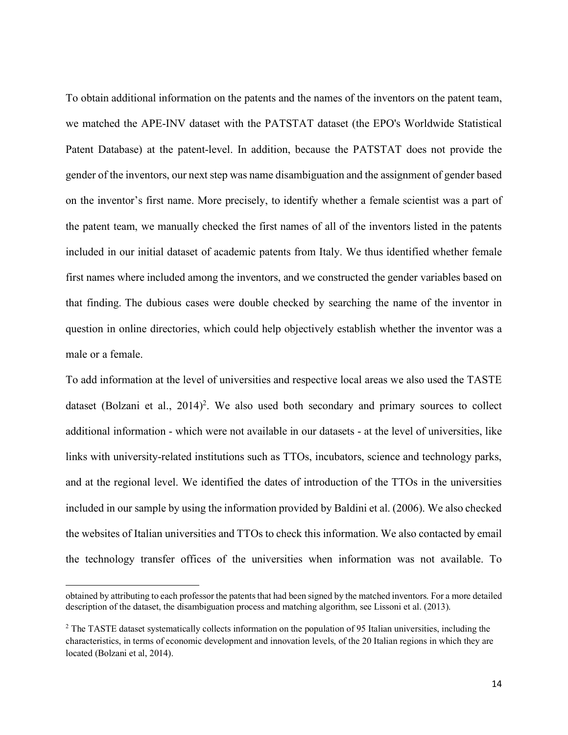To obtain additional information on the patents and the names of the inventors on the patent team, we matched the APE-INV dataset with the PATSTAT dataset (the EPO's Worldwide Statistical Patent Database) at the patent-level. In addition, because the PATSTAT does not provide the gender of the inventors, our next step was name disambiguation and the assignment of gender based on the inventor's first name. More precisely, to identify whether a female scientist was a part of the patent team, we manually checked the first names of all of the inventors listed in the patents included in our initial dataset of academic patents from Italy. We thus identified whether female first names where included among the inventors, and we constructed the gender variables based on that finding. The dubious cases were double checked by searching the name of the inventor in question in online directories, which could help objectively establish whether the inventor was a male or a female.

To add information at the level of universities and respective local areas we also used the TASTE dataset (Bolzani et al., 2014)[2]. We also used both secondary and primary sources to collect additional information - which were not available in our datasets - at the level of universities, like links with university-related institutions such as TTOs, incubators, science and technology parks, and at the regional level. We identified the dates of introduction of the TTOs in the universities included in our sample by using the information provided by Baldini et al. (2006). We also checked the websites of Italian universities and TTOs to check this information. We also contacted by email the technology transfer offices of the universities when information was not available. To

---

obtained by attributing to each professor the patents that had been signed by the matched inventors. For a more detailed description of the dataset, the disambiguation process and matching algorithm, see Lissoni et al. (2013).

[2] The TASTE dataset systematically collects information on the population of 95 Italian universities, including the characteristics, in terms of economic development and innovation levels, of the 20 Italian regions in which they are located (Bolzani et al, 2014).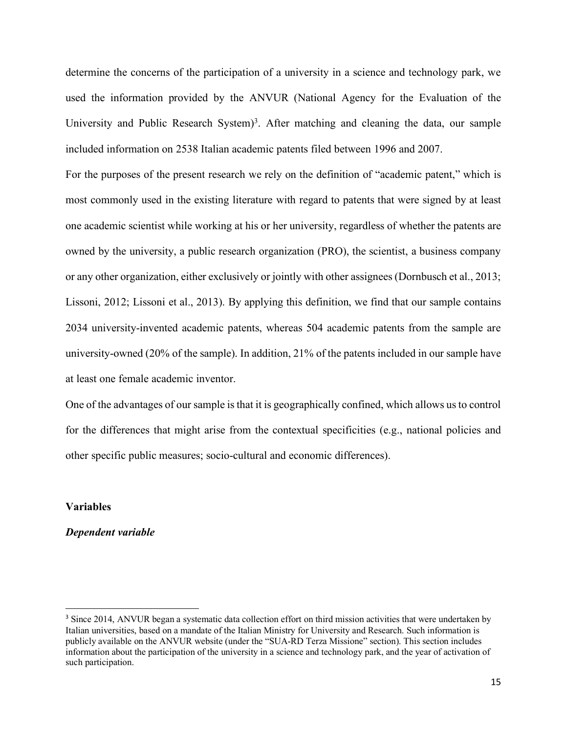determine the concerns of the participation of a university in a science and technology park, we used the information provided by the ANVUR (National Agency for the Evaluation of the University and Public Research System)[3]. After matching and cleaning the data, our sample included information on 2538 Italian academic patents filed between 1996 and 2007.

For the purposes of the present research we rely on the definition of "academic patent," which is most commonly used in the existing literature with regard to patents that were signed by at least one academic scientist while working at his or her university, regardless of whether the patents are owned by the university, a public research organization (PRO), the scientist, a business company or any other organization, either exclusively or jointly with other assignees (Dornbusch et al., 2013; Lissoni, 2012; Lissoni et al., 2013). By applying this definition, we find that our sample contains 2034 university-invented academic patents, whereas 504 academic patents from the sample are university-owned (20% of the sample). In addition, 21% of the patents included in our sample have at least one female academic inventor.

One of the advantages of our sample is that it is geographically confined, which allows us to control for the differences that might arise from the contextual specificities (e.g., national policies and other specific public measures; socio-cultural and economic differences).

## Variables

### *Dependent variable*

[3] Since 2014, ANVUR began a systematic data collection effort on third mission activities that were undertaken by Italian universities, based on a mandate of the Italian Ministry for University and Research. Such information is publicly available on the ANVUR website (under the "SUA-RD Terza Missione" section). This section includes information about the participation of the university in a science and technology park, and the year of activation of such participation.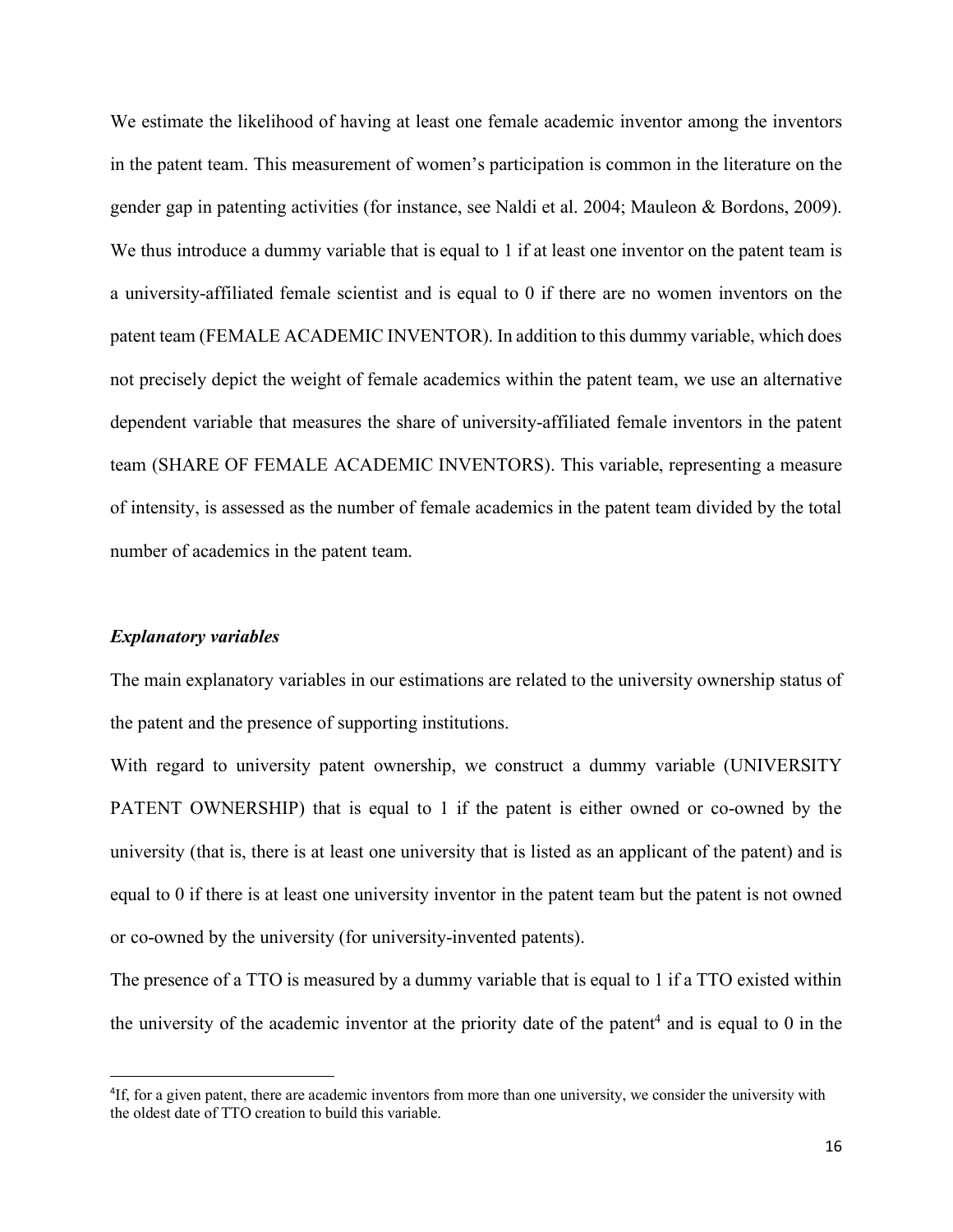We estimate the likelihood of having at least one female academic inventor among the inventors in the patent team. This measurement of women's participation is common in the literature on the gender gap in patenting activities (for instance, see Naldi et al. 2004; Mauleon & Bordons, 2009). We thus introduce a dummy variable that is equal to 1 if at least one inventor on the patent team is a university-affiliated female scientist and is equal to 0 if there are no women inventors on the patent team (FEMALE ACADEMIC INVENTOR). In addition to this dummy variable, which does not precisely depict the weight of female academics within the patent team, we use an alternative dependent variable that measures the share of university-affiliated female inventors in the patent team (SHARE OF FEMALE ACADEMIC INVENTORS). This variable, representing a measure of intensity, is assessed as the number of female academics in the patent team divided by the total number of academics in the patent team.

### *Explanatory variables*

The main explanatory variables in our estimations are related to the university ownership status of the patent and the presence of supporting institutions.

With regard to university patent ownership, we construct a dummy variable (UNIVERSITY PATENT OWNERSHIP) that is equal to 1 if the patent is either owned or co-owned by the university (that is, there is at least one university that is listed as an applicant of the patent) and is equal to 0 if there is at least one university inventor in the patent team but the patent is not owned or co-owned by the university (for university-invented patents).

The presence of a TTO is measured by a dummy variable that is equal to 1 if a TTO existed within the university of the academic inventor at the priority date of the patent[4] and is equal to 0 in the

[4] If, for a given patent, there are academic inventors from more than one university, we consider the university with the oldest date of TTO creation to build this variable.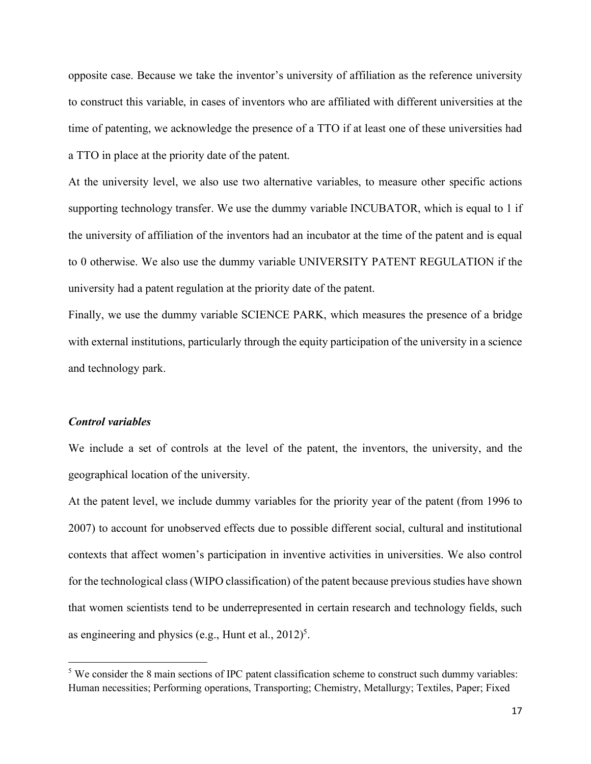opposite case. Because we take the inventor's university of affiliation as the reference university to construct this variable, in cases of inventors who are affiliated with different universities at the time of patenting, we acknowledge the presence of a TTO if at least one of these universities had a TTO in place at the priority date of the patent.

At the university level, we also use two alternative variables, to measure other specific actions supporting technology transfer. We use the dummy variable INCUBATOR, which is equal to 1 if the university of affiliation of the inventors had an incubator at the time of the patent and is equal to 0 otherwise. We also use the dummy variable UNIVERSITY PATENT REGULATION if the university had a patent regulation at the priority date of the patent.

Finally, we use the dummy variable SCIENCE PARK, which measures the presence of a bridge with external institutions, particularly through the equity participation of the university in a science and technology park.

### *Control variables*

We include a set of controls at the level of the patent, the inventors, the university, and the geographical location of the university.

At the patent level, we include dummy variables for the priority year of the patent (from 1996 to 2007) to account for unobserved effects due to possible different social, cultural and institutional contexts that affect women's participation in inventive activities in universities. We also control for the technological class (WIPO classification) of the patent because previous studies have shown that women scientists tend to be underrepresented in certain research and technology fields, such as engineering and physics (e.g., Hunt et al., 2012)[5].

---

[5] We consider the 8 main sections of IPC patent classification scheme to construct such dummy variables: Human necessities; Performing operations, Transporting; Chemistry, Metallurgy; Textiles, Paper; Fixed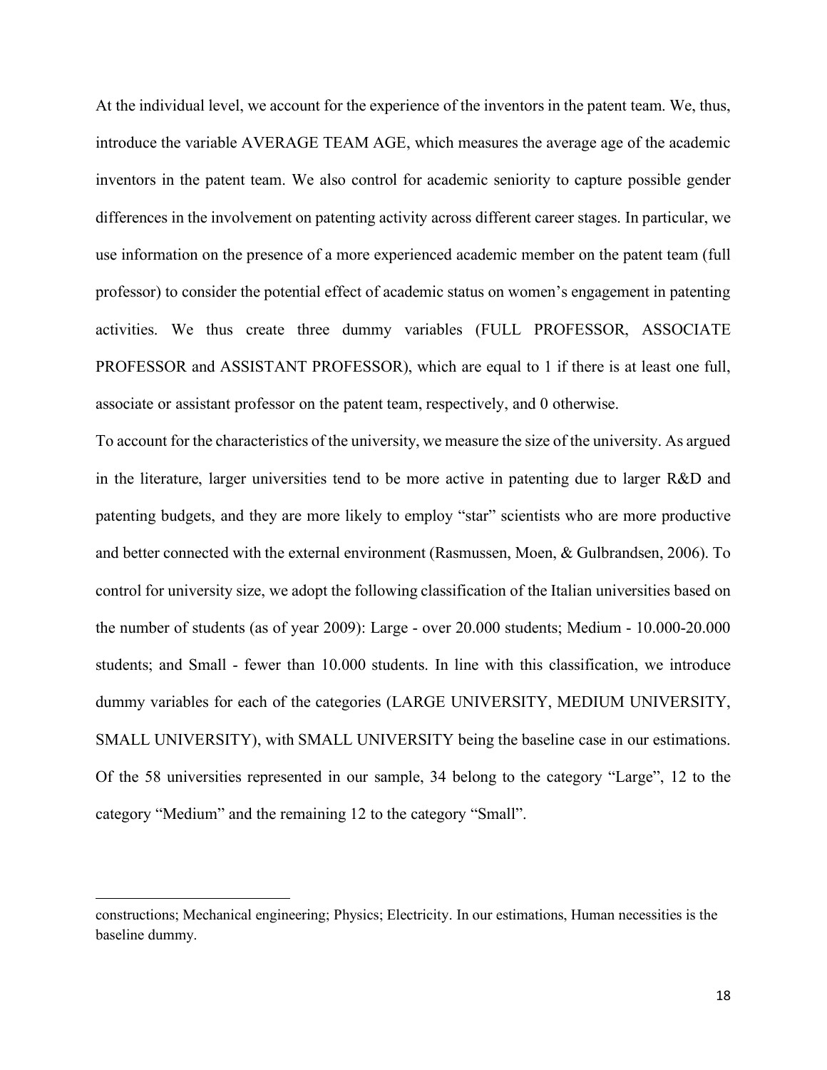At the individual level, we account for the experience of the inventors in the patent team. We, thus, introduce the variable AVERAGE TEAM AGE, which measures the average age of the academic inventors in the patent team. We also control for academic seniority to capture possible gender differences in the involvement on patenting activity across different career stages. In particular, we use information on the presence of a more experienced academic member on the patent team (full professor) to consider the potential effect of academic status on women's engagement in patenting activities. We thus create three dummy variables (FULL PROFESSOR, ASSOCIATE PROFESSOR and ASSISTANT PROFESSOR), which are equal to 1 if there is at least one full, associate or assistant professor on the patent team, respectively, and 0 otherwise.

To account for the characteristics of the university, we measure the size of the university. As argued in the literature, larger universities tend to be more active in patenting due to larger R&D and patenting budgets, and they are more likely to employ "star" scientists who are more productive and better connected with the external environment (Rasmussen, Moen, & Gulbrandsen, 2006). To control for university size, we adopt the following classification of the Italian universities based on the number of students (as of year 2009): Large - over 20.000 students; Medium - 10.000-20.000 students; and Small - fewer than 10.000 students. In line with this classification, we introduce dummy variables for each of the categories (LARGE UNIVERSITY, MEDIUM UNIVERSITY, SMALL UNIVERSITY), with SMALL UNIVERSITY being the baseline case in our estimations. Of the 58 universities represented in our sample, 34 belong to the category "Large", 12 to the category "Medium" and the remaining 12 to the category "Small".

---

constructions; Mechanical engineering; Physics; Electricity. In our estimations, Human necessities is the baseline dummy.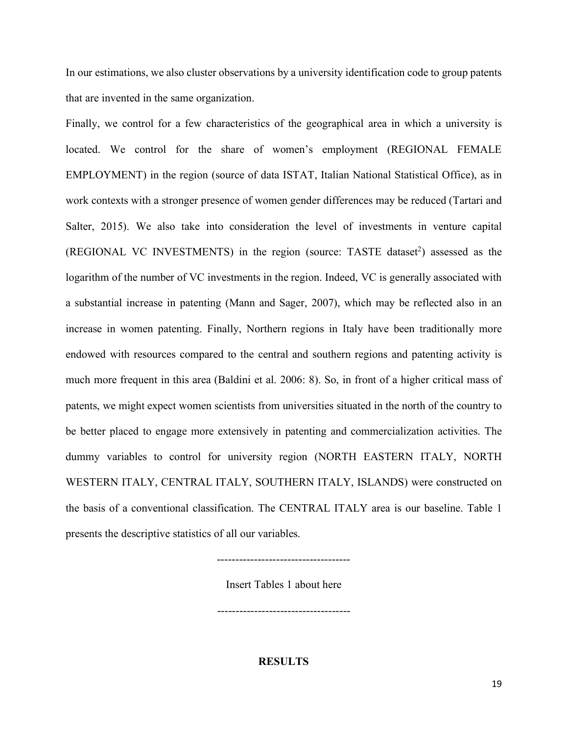In our estimations, we also cluster observations by a university identification code to group patents that are invented in the same organization.

Finally, we control for a few characteristics of the geographical area in which a university is located. We control for the share of women's employment (REGIONAL FEMALE EMPLOYMENT) in the region (source of data ISTAT, Italian National Statistical Office), as in work contexts with a stronger presence of women gender differences may be reduced (Tartari and Salter, 2015). We also take into consideration the level of investments in venture capital (REGIONAL VC INVESTMENTS) in the region (source: TASTE dataset[2]) assessed as the logarithm of the number of VC investments in the region. Indeed, VC is generally associated with a substantial increase in patenting (Mann and Sager, 2007), which may be reflected also in an increase in women patenting. Finally, Northern regions in Italy have been traditionally more endowed with resources compared to the central and southern regions and patenting activity is much more frequent in this area (Baldini et al. 2006: 8). So, in front of a higher critical mass of patents, we might expect women scientists from universities situated in the north of the country to be better placed to engage more extensively in patenting and commercialization activities. The dummy variables to control for university region (NORTH EASTERN ITALY, NORTH WESTERN ITALY, CENTRAL ITALY, SOUTHERN ITALY, ISLANDS) were constructed on the basis of a conventional classification. The CENTRAL ITALY area is our baseline. Table 1 presents the descriptive statistics of all our variables.

-----------------------------------

Insert Tables 1 about here

-----------------------------------

## RESULTS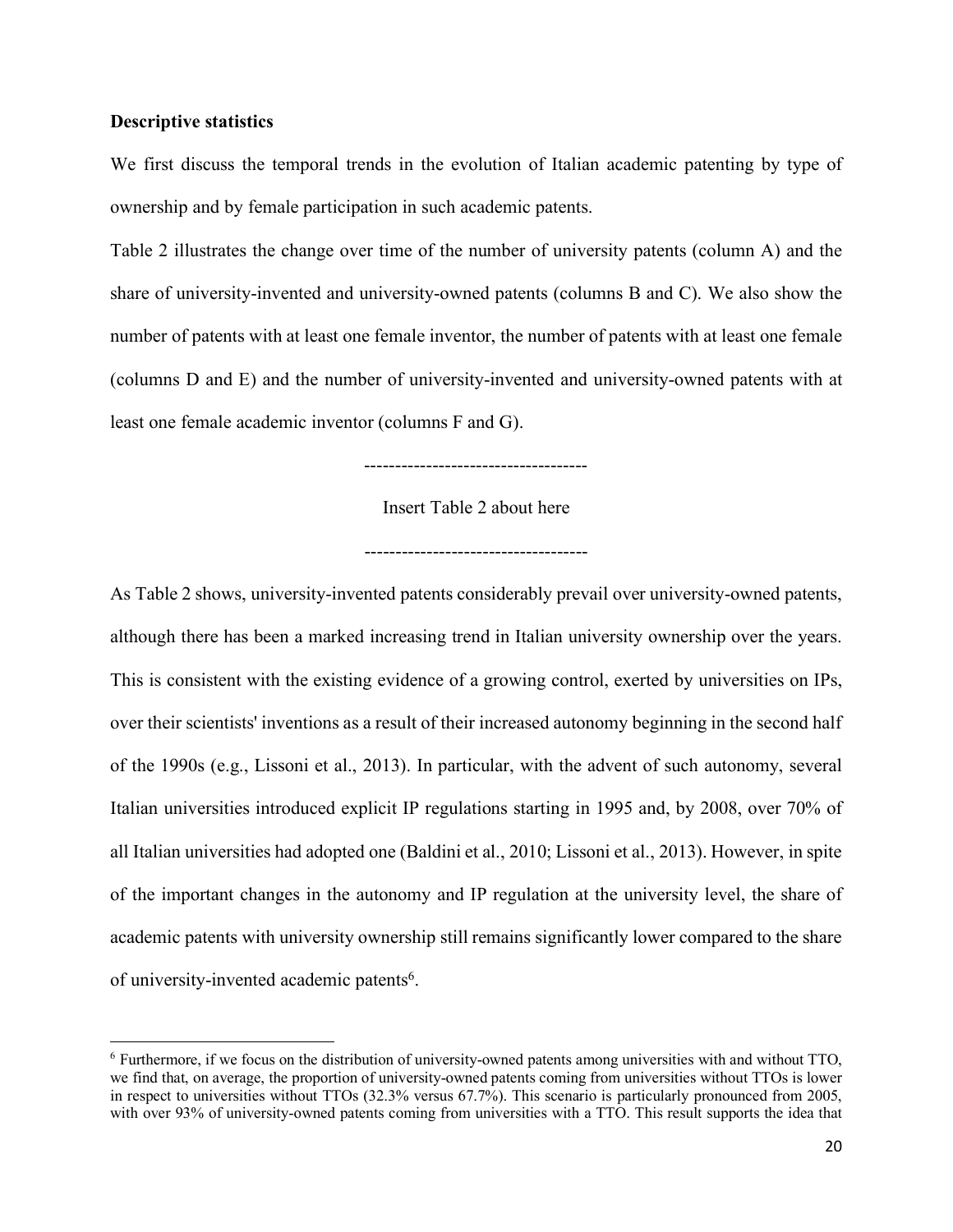**Descriptive statistics**

We first discuss the temporal trends in the evolution of Italian academic patenting by type of ownership and by female participation in such academic patents.

Table 2 illustrates the change over time of the number of university patents (column A) and the share of university-invented and university-owned patents (columns B and C). We also show the number of patents with at least one female inventor, the number of patents with at least one female (columns D and E) and the number of university-invented and university-owned patents with at least one female academic inventor (columns F and G).

-----------------------------------

Insert Table 2 about here

-----------------------------------

As Table 2 shows, university-invented patents considerably prevail over university-owned patents, although there has been a marked increasing trend in Italian university ownership over the years. This is consistent with the existing evidence of a growing control, exerted by universities on IPs, over their scientists' inventions as a result of their increased autonomy beginning in the second half of the 1990s (e.g., Lissoni et al., 2013). In particular, with the advent of such autonomy, several Italian universities introduced explicit IP regulations starting in 1995 and, by 2008, over 70% of all Italian universities had adopted one (Baldini et al., 2010; Lissoni et al., 2013). However, in spite of the important changes in the autonomy and IP regulation at the university level, the share of academic patents with university ownership still remains significantly lower compared to the share of university-invented academic patents[6].

[6] Furthermore, if we focus on the distribution of university-owned patents among universities with and without TTO, we find that, on average, the proportion of university-owned patents coming from universities without TTOs is lower in respect to universities without TTOs (32.3% versus 67.7%). This scenario is particularly pronounced from 2005, with over 93% of university-owned patents coming from universities with a TTO. This result supports the idea that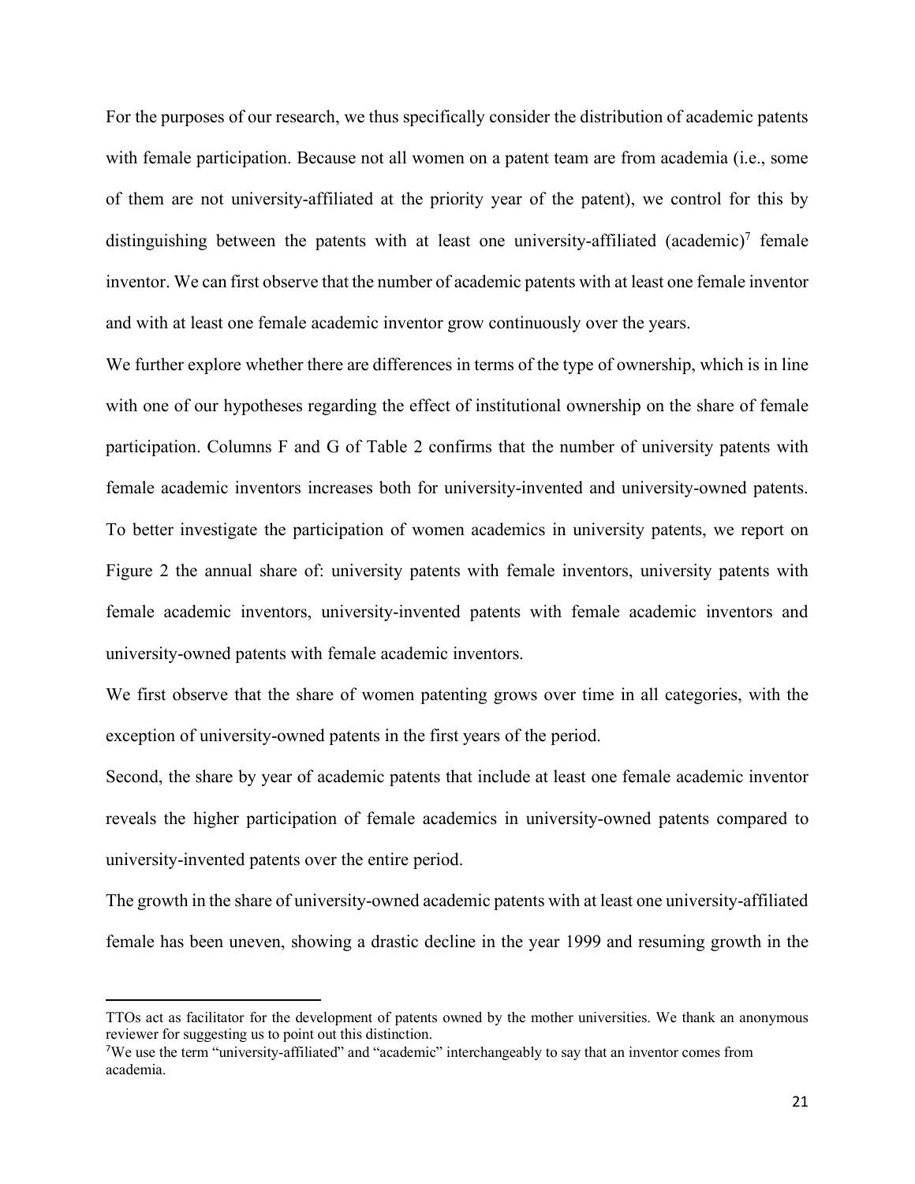For the purposes of our research, we thus specifically consider the distribution of academic patents with female participation. Because not all women on a patent team are from academia (i.e., some of them are not university-affiliated at the priority year of the patent), we control for this by distinguishing between the patents with at least one university-affiliated (academic)[7] female inventor. We can first observe that the number of academic patents with at least one female inventor and with at least one female academic inventor grow continuously over the years.

We further explore whether there are differences in terms of the type of ownership, which is in line with one of our hypotheses regarding the effect of institutional ownership on the share of female participation. Columns F and G of Table 2 confirms that the number of university patents with female academic inventors increases both for university-invented and university-owned patents. To better investigate the participation of women academics in university patents, we report on Figure 2 the annual share of: university patents with female inventors, university patents with female academic inventors, university-invented patents with female academic inventors and university-owned patents with female academic inventors.

We first observe that the share of women patenting grows over time in all categories, with the exception of university-owned patents in the first years of the period.

Second, the share by year of academic patents that include at least one female academic inventor reveals the higher participation of female academics in university-owned patents compared to university-invented patents over the entire period.

The growth in the share of university-owned academic patents with at least one university-affiliated female has been uneven, showing a drastic decline in the year 1999 and resuming growth in the

---

TTOs act as facilitator for the development of patents owned by the mother universities. We thank an anonymous reviewer for suggesting us to point out this distinction.

[7]We use the term "university-affiliated" and "academic" interchangeably to say that an inventor comes from academia.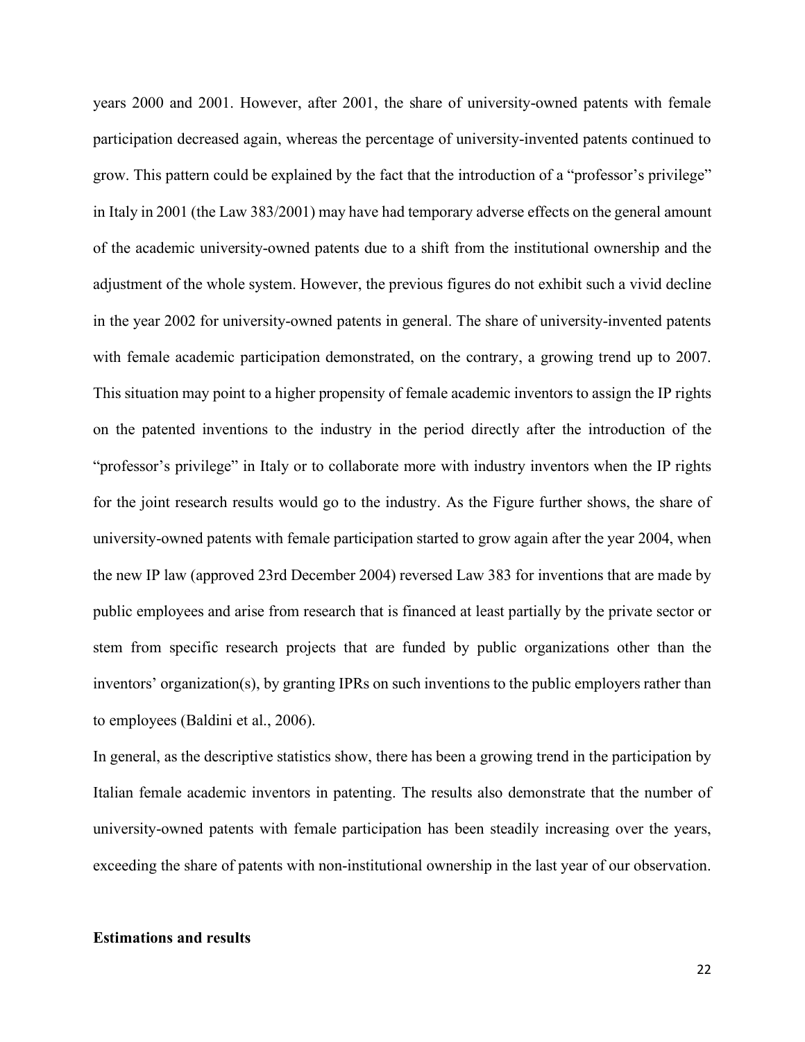years 2000 and 2001. However, after 2001, the share of university-owned patents with female participation decreased again, whereas the percentage of university-invented patents continued to grow. This pattern could be explained by the fact that the introduction of a "professor's privilege" in Italy in 2001 (the Law 383/2001) may have had temporary adverse effects on the general amount of the academic university-owned patents due to a shift from the institutional ownership and the adjustment of the whole system. However, the previous figures do not exhibit such a vivid decline in the year 2002 for university-owned patents in general. The share of university-invented patents with female academic participation demonstrated, on the contrary, a growing trend up to 2007. This situation may point to a higher propensity of female academic inventors to assign the IP rights on the patented inventions to the industry in the period directly after the introduction of the "professor's privilege" in Italy or to collaborate more with industry inventors when the IP rights for the joint research results would go to the industry. As the Figure further shows, the share of university-owned patents with female participation started to grow again after the year 2004, when the new IP law (approved 23rd December 2004) reversed Law 383 for inventions that are made by public employees and arise from research that is financed at least partially by the private sector or stem from specific research projects that are funded by public organizations other than the inventors' organization(s), by granting IPRs on such inventions to the public employers rather than to employees (Baldini et al., 2006).

In general, as the descriptive statistics show, there has been a growing trend in the participation by Italian female academic inventors in patenting. The results also demonstrate that the number of university-owned patents with female participation has been steadily increasing over the years, exceeding the share of patents with non-institutional ownership in the last year of our observation.

**Estimations and results**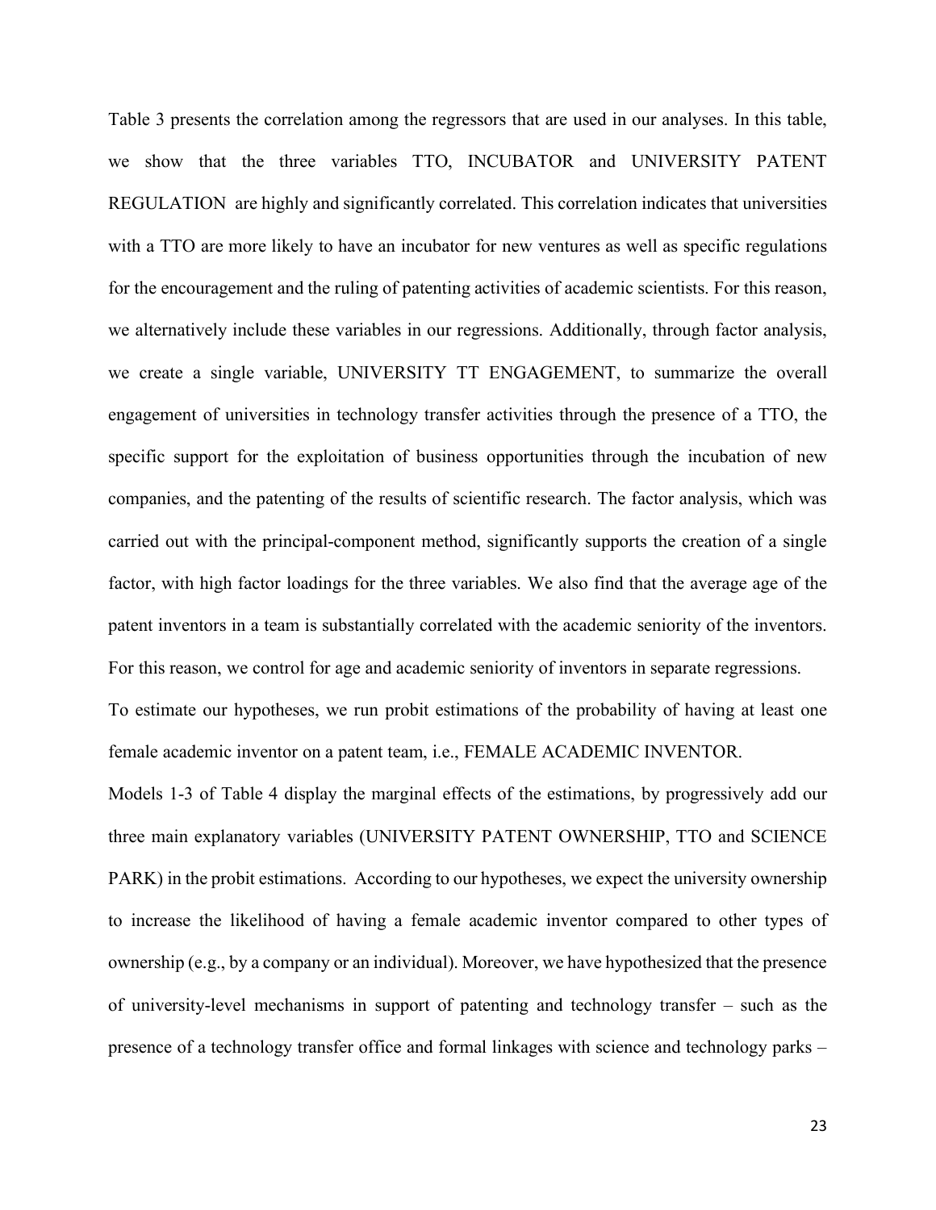Table 3 presents the correlation among the regressors that are used in our analyses. In this table, we show that the three variables TTO, INCUBATOR and UNIVERSITY PATENT REGULATION are highly and significantly correlated. This correlation indicates that universities with a TTO are more likely to have an incubator for new ventures as well as specific regulations for the encouragement and the ruling of patenting activities of academic scientists. For this reason, we alternatively include these variables in our regressions. Additionally, through factor analysis, we create a single variable, UNIVERSITY TT ENGAGEMENT, to summarize the overall engagement of universities in technology transfer activities through the presence of a TTO, the specific support for the exploitation of business opportunities through the incubation of new companies, and the patenting of the results of scientific research. The factor analysis, which was carried out with the principal-component method, significantly supports the creation of a single factor, with high factor loadings for the three variables. We also find that the average age of the patent inventors in a team is substantially correlated with the academic seniority of the inventors. For this reason, we control for age and academic seniority of inventors in separate regressions.

To estimate our hypotheses, we run probit estimations of the probability of having at least one female academic inventor on a patent team, i.e., FEMALE ACADEMIC INVENTOR.

Models 1-3 of Table 4 display the marginal effects of the estimations, by progressively add our three main explanatory variables (UNIVERSITY PATENT OWNERSHIP, TTO and SCIENCE PARK) in the probit estimations. According to our hypotheses, we expect the university ownership to increase the likelihood of having a female academic inventor compared to other types of ownership (e.g., by a company or an individual). Moreover, we have hypothesized that the presence of university-level mechanisms in support of patenting and technology transfer – such as the presence of a technology transfer office and formal linkages with science and technology parks –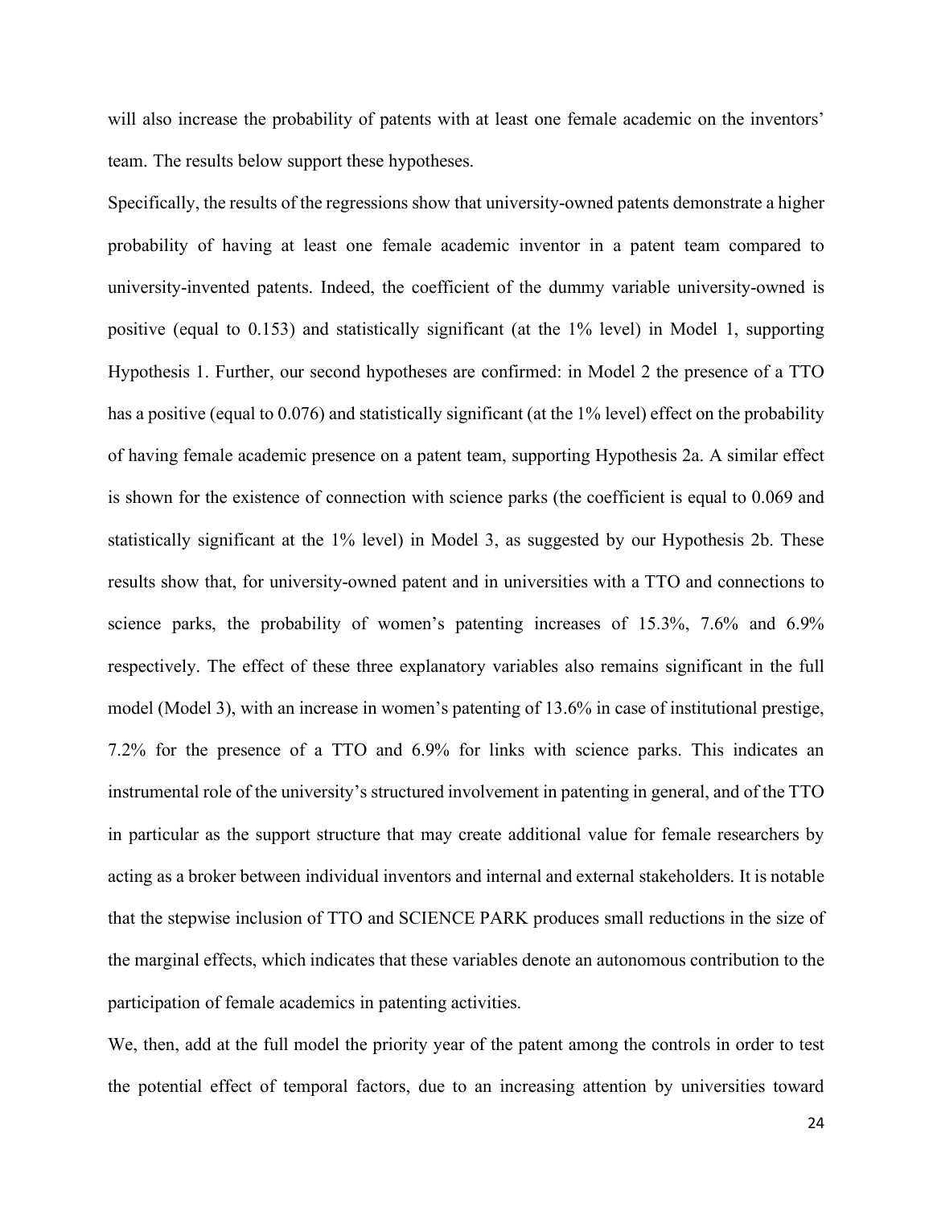will also increase the probability of patents with at least one female academic on the inventors' team. The results below support these hypotheses.

Specifically, the results of the regressions show that university-owned patents demonstrate a higher probability of having at least one female academic inventor in a patent team compared to university-invented patents. Indeed, the coefficient of the dummy variable university-owned is positive (equal to 0.153) and statistically significant (at the 1% level) in Model 1, supporting Hypothesis 1. Further, our second hypotheses are confirmed: in Model 2 the presence of a TTO has a positive (equal to 0.076) and statistically significant (at the 1% level) effect on the probability of having female academic presence on a patent team, supporting Hypothesis 2a. A similar effect is shown for the existence of connection with science parks (the coefficient is equal to 0.069 and statistically significant at the 1% level) in Model 3, as suggested by our Hypothesis 2b. These results show that, for university-owned patent and in universities with a TTO and connections to science parks, the probability of women's patenting increases of 15.3%, 7.6% and 6.9% respectively. The effect of these three explanatory variables also remains significant in the full model (Model 3), with an increase in women's patenting of 13.6% in case of institutional prestige, 7.2% for the presence of a TTO and 6.9% for links with science parks. This indicates an instrumental role of the university's structured involvement in patenting in general, and of the TTO in particular as the support structure that may create additional value for female researchers by acting as a broker between individual inventors and internal and external stakeholders. It is notable that the stepwise inclusion of TTO and SCIENCE PARK produces small reductions in the size of the marginal effects, which indicates that these variables denote an autonomous contribution to the participation of female academics in patenting activities.

We, then, add at the full model the priority year of the patent among the controls in order to test the potential effect of temporal factors, due to an increasing attention by universities toward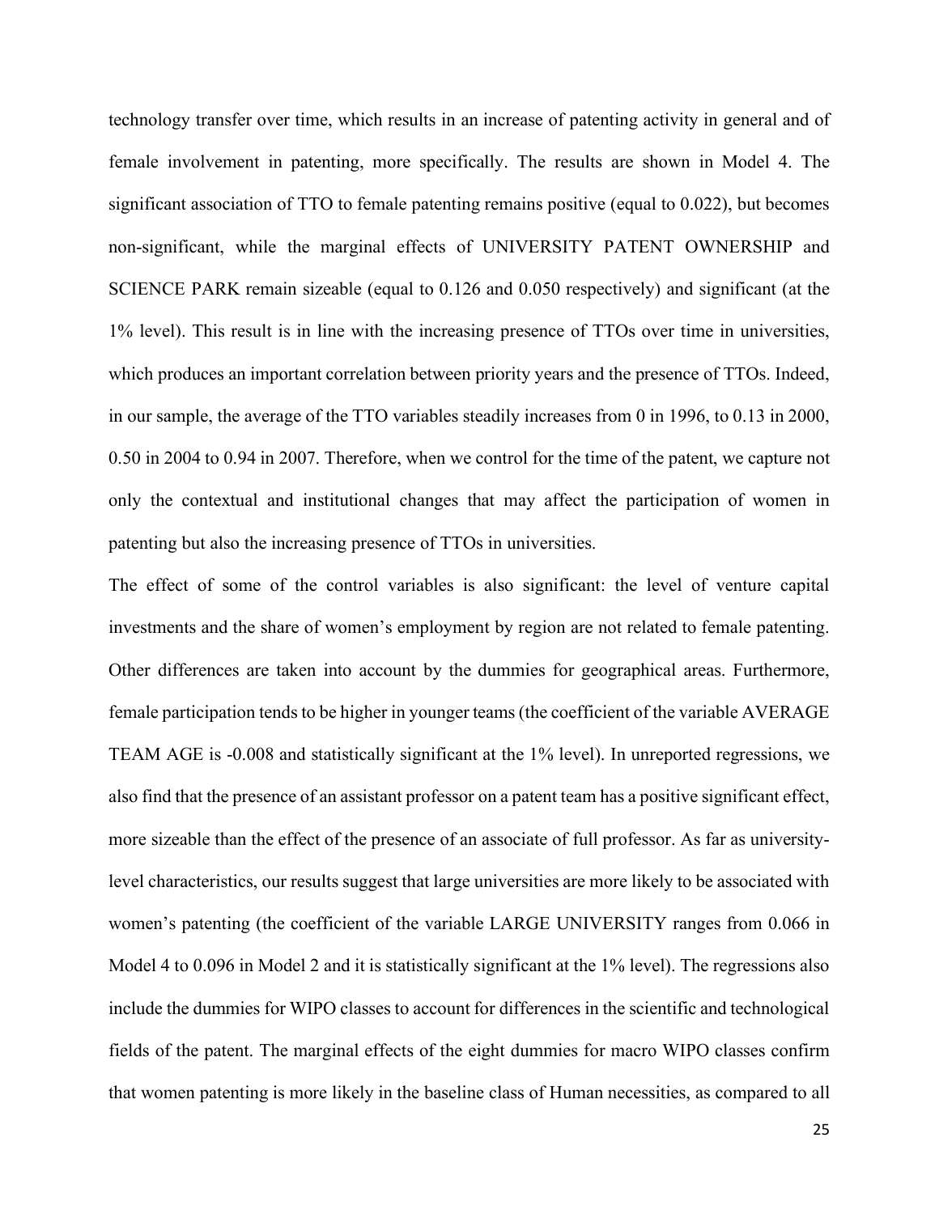technology transfer over time, which results in an increase of patenting activity in general and of female involvement in patenting, more specifically. The results are shown in Model 4. The significant association of TTO to female patenting remains positive (equal to 0.022), but becomes non-significant, while the marginal effects of UNIVERSITY PATENT OWNERSHIP and SCIENCE PARK remain sizeable (equal to 0.126 and 0.050 respectively) and significant (at the 1% level). This result is in line with the increasing presence of TTOs over time in universities, which produces an important correlation between priority years and the presence of TTOs. Indeed, in our sample, the average of the TTO variables steadily increases from 0 in 1996, to 0.13 in 2000, 0.50 in 2004 to 0.94 in 2007. Therefore, when we control for the time of the patent, we capture not only the contextual and institutional changes that may affect the participation of women in patenting but also the increasing presence of TTOs in universities.

The effect of some of the control variables is also significant: the level of venture capital investments and the share of women's employment by region are not related to female patenting. Other differences are taken into account by the dummies for geographical areas. Furthermore, female participation tends to be higher in younger teams (the coefficient of the variable AVERAGE TEAM AGE is -0.008 and statistically significant at the 1% level). In unreported regressions, we also find that the presence of an assistant professor on a patent team has a positive significant effect, more sizeable than the effect of the presence of an associate of full professor. As far as university-level characteristics, our results suggest that large universities are more likely to be associated with women's patenting (the coefficient of the variable LARGE UNIVERSITY ranges from 0.066 in Model 4 to 0.096 in Model 2 and it is statistically significant at the 1% level). The regressions also include the dummies for WIPO classes to account for differences in the scientific and technological fields of the patent. The marginal effects of the eight dummies for macro WIPO classes confirm that women patenting is more likely in the baseline class of Human necessities, as compared to all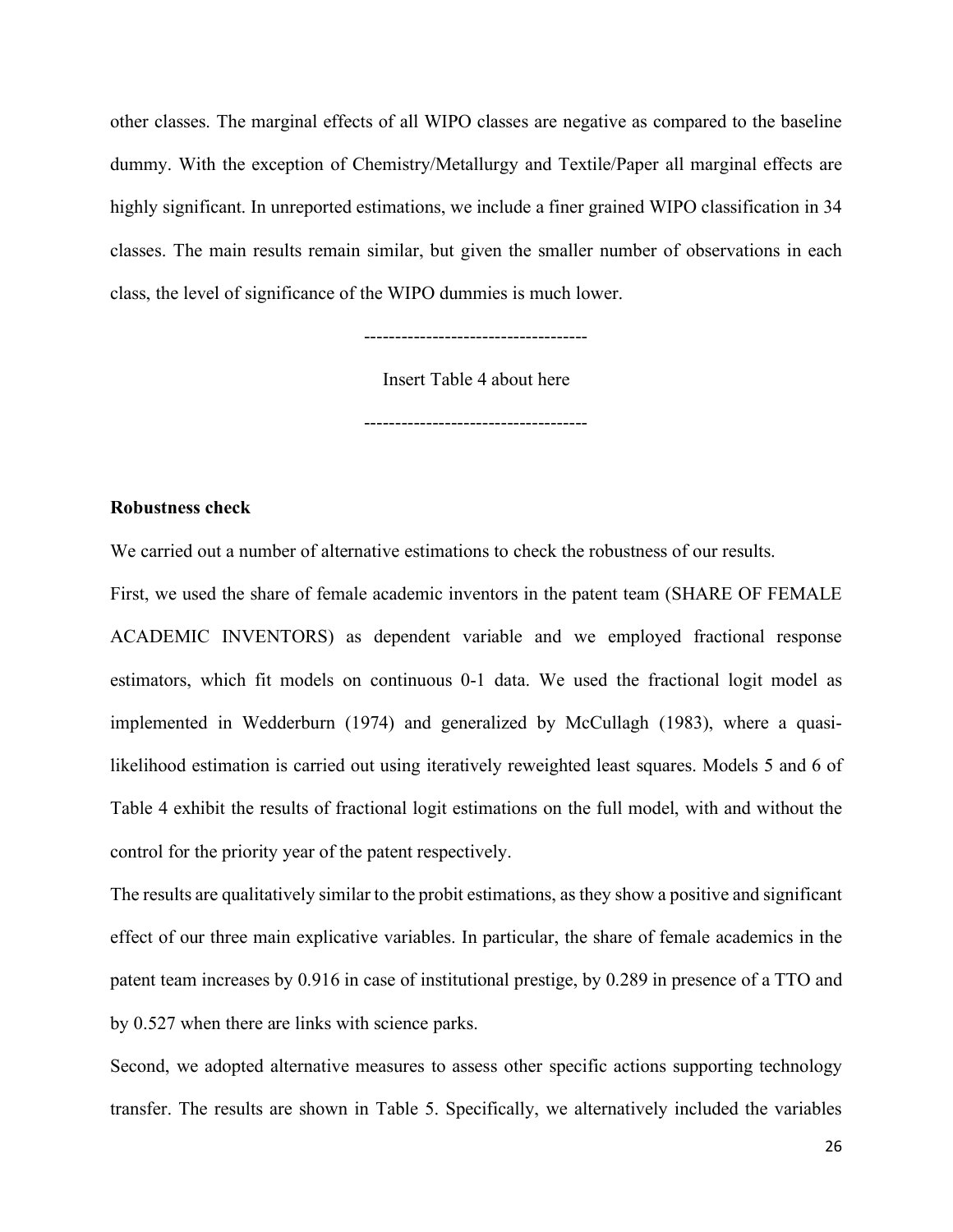other classes. The marginal effects of all WIPO classes are negative as compared to the baseline dummy. With the exception of Chemistry/Metallurgy and Textile/Paper all marginal effects are highly significant. In unreported estimations, we include a finer grained WIPO classification in 34 classes. The main results remain similar, but given the smaller number of observations in each class, the level of significance of the WIPO dummies is much lower.

-----------------------------------

Insert Table 4 about here

-----------------------------------

**Robustness check**

We carried out a number of alternative estimations to check the robustness of our results.

First, we used the share of female academic inventors in the patent team (SHARE OF FEMALE ACADEMIC INVENTORS) as dependent variable and we employed fractional response estimators, which fit models on continuous 0-1 data. We used the fractional logit model as implemented in Wedderburn (1974) and generalized by McCullagh (1983), where a quasi-likelihood estimation is carried out using iteratively reweighted least squares. Models 5 and 6 of Table 4 exhibit the results of fractional logit estimations on the full model, with and without the control for the priority year of the patent respectively.

The results are qualitatively similar to the probit estimations, as they show a positive and significant effect of our three main explicative variables. In particular, the share of female academics in the patent team increases by 0.916 in case of institutional prestige, by 0.289 in presence of a TTO and by 0.527 when there are links with science parks.

Second, we adopted alternative measures to assess other specific actions supporting technology transfer. The results are shown in Table 5. Specifically, we alternatively included the variables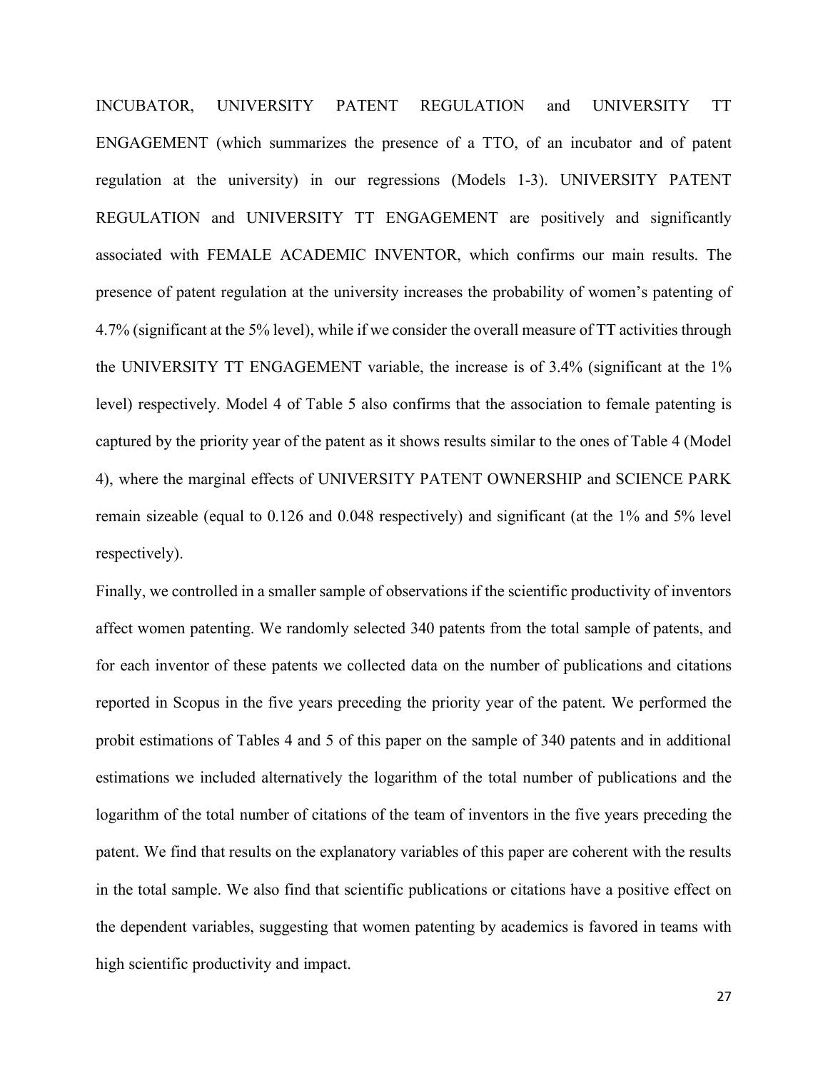INCUBATOR, UNIVERSITY PATENT REGULATION and UNIVERSITY TT ENGAGEMENT (which summarizes the presence of a TTO, of an incubator and of patent regulation at the university) in our regressions (Models 1-3). UNIVERSITY PATENT REGULATION and UNIVERSITY TT ENGAGEMENT are positively and significantly associated with FEMALE ACADEMIC INVENTOR, which confirms our main results. The presence of patent regulation at the university increases the probability of women's patenting of 4.7% (significant at the 5% level), while if we consider the overall measure of TT activities through the UNIVERSITY TT ENGAGEMENT variable, the increase is of 3.4% (significant at the 1% level) respectively. Model 4 of Table 5 also confirms that the association to female patenting is captured by the priority year of the patent as it shows results similar to the ones of Table 4 (Model 4), where the marginal effects of UNIVERSITY PATENT OWNERSHIP and SCIENCE PARK remain sizeable (equal to 0.126 and 0.048 respectively) and significant (at the 1% and 5% level respectively).

Finally, we controlled in a smaller sample of observations if the scientific productivity of inventors affect women patenting. We randomly selected 340 patents from the total sample of patents, and for each inventor of these patents we collected data on the number of publications and citations reported in Scopus in the five years preceding the priority year of the patent. We performed the probit estimations of Tables 4 and 5 of this paper on the sample of 340 patents and in additional estimations we included alternatively the logarithm of the total number of publications and the logarithm of the total number of citations of the team of inventors in the five years preceding the patent. We find that results on the explanatory variables of this paper are coherent with the results in the total sample. We also find that scientific publications or citations have a positive effect on the dependent variables, suggesting that women patenting by academics is favored in teams with high scientific productivity and impact.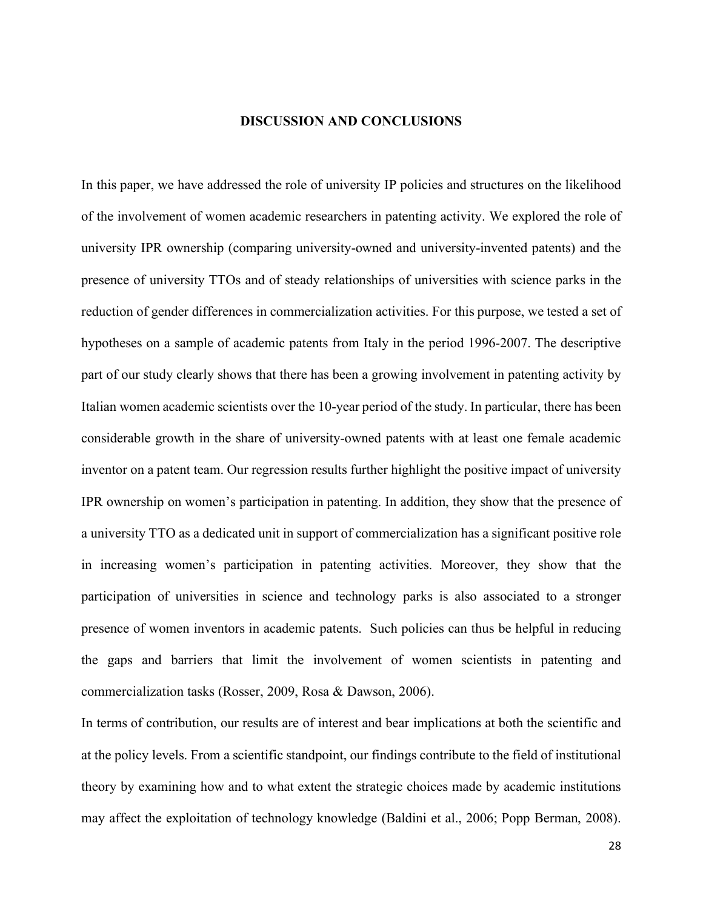## DISCUSSION AND CONCLUSIONS

In this paper, we have addressed the role of university IP policies and structures on the likelihood of the involvement of women academic researchers in patenting activity. We explored the role of university IPR ownership (comparing university-owned and university-invented patents) and the presence of university TTOs and of steady relationships of universities with science parks in the reduction of gender differences in commercialization activities. For this purpose, we tested a set of hypotheses on a sample of academic patents from Italy in the period 1996-2007. The descriptive part of our study clearly shows that there has been a growing involvement in patenting activity by Italian women academic scientists over the 10-year period of the study. In particular, there has been considerable growth in the share of university-owned patents with at least one female academic inventor on a patent team. Our regression results further highlight the positive impact of university IPR ownership on women's participation in patenting. In addition, they show that the presence of a university TTO as a dedicated unit in support of commercialization has a significant positive role in increasing women's participation in patenting activities. Moreover, they show that the participation of universities in science and technology parks is also associated to a stronger presence of women inventors in academic patents. Such policies can thus be helpful in reducing the gaps and barriers that limit the involvement of women scientists in patenting and commercialization tasks (Rosser, 2009, Rosa & Dawson, 2006).

In terms of contribution, our results are of interest and bear implications at both the scientific and at the policy levels. From a scientific standpoint, our findings contribute to the field of institutional theory by examining how and to what extent the strategic choices made by academic institutions may affect the exploitation of technology knowledge (Baldini et al., 2006; Popp Berman, 2008).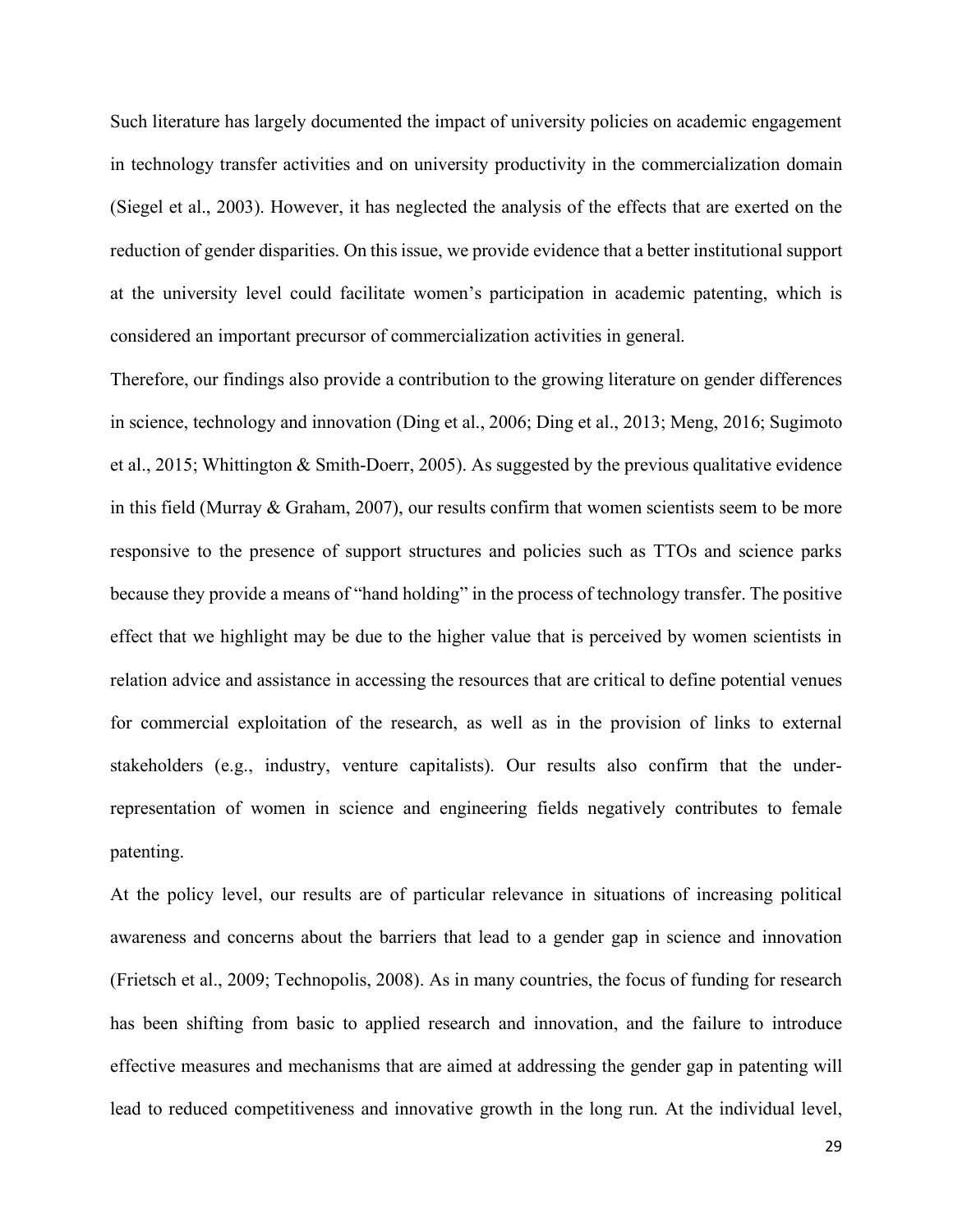Such literature has largely documented the impact of university policies on academic engagement in technology transfer activities and on university productivity in the commercialization domain (Siegel et al., 2003). However, it has neglected the analysis of the effects that are exerted on the reduction of gender disparities. On this issue, we provide evidence that a better institutional support at the university level could facilitate women's participation in academic patenting, which is considered an important precursor of commercialization activities in general.

Therefore, our findings also provide a contribution to the growing literature on gender differences in science, technology and innovation (Ding et al., 2006; Ding et al., 2013; Meng, 2016; Sugimoto et al., 2015; Whittington & Smith-Doerr, 2005). As suggested by the previous qualitative evidence in this field (Murray & Graham, 2007), our results confirm that women scientists seem to be more responsive to the presence of support structures and policies such as TTOs and science parks because they provide a means of "hand holding" in the process of technology transfer. The positive effect that we highlight may be due to the higher value that is perceived by women scientists in relation advice and assistance in accessing the resources that are critical to define potential venues for commercial exploitation of the research, as well as in the provision of links to external stakeholders (e.g., industry, venture capitalists). Our results also confirm that the under-representation of women in science and engineering fields negatively contributes to female patenting.

At the policy level, our results are of particular relevance in situations of increasing political awareness and concerns about the barriers that lead to a gender gap in science and innovation (Frietsch et al., 2009; Technopolis, 2008). As in many countries, the focus of funding for research has been shifting from basic to applied research and innovation, and the failure to introduce effective measures and mechanisms that are aimed at addressing the gender gap in patenting will lead to reduced competitiveness and innovative growth in the long run. At the individual level,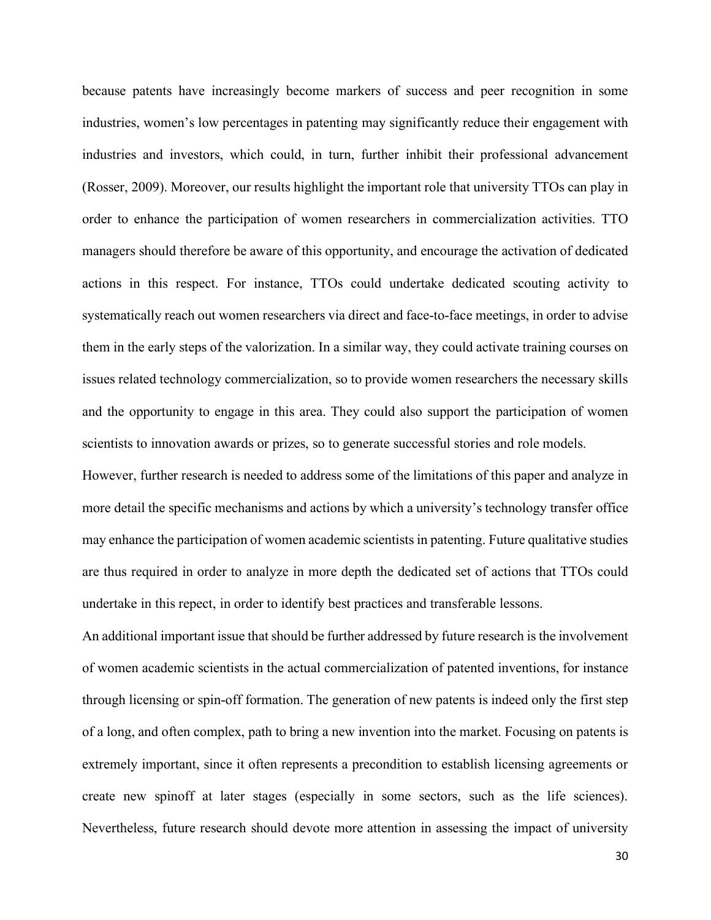because patents have increasingly become markers of success and peer recognition in some industries, women's low percentages in patenting may significantly reduce their engagement with industries and investors, which could, in turn, further inhibit their professional advancement (Rosser, 2009). Moreover, our results highlight the important role that university TTOs can play in order to enhance the participation of women researchers in commercialization activities. TTO managers should therefore be aware of this opportunity, and encourage the activation of dedicated actions in this respect. For instance, TTOs could undertake dedicated scouting activity to systematically reach out women researchers via direct and face-to-face meetings, in order to advise them in the early steps of the valorization. In a similar way, they could activate training courses on issues related technology commercialization, so to provide women researchers the necessary skills and the opportunity to engage in this area. They could also support the participation of women scientists to innovation awards or prizes, so to generate successful stories and role models.

However, further research is needed to address some of the limitations of this paper and analyze in more detail the specific mechanisms and actions by which a university's technology transfer office may enhance the participation of women academic scientists in patenting. Future qualitative studies are thus required in order to analyze in more depth the dedicated set of actions that TTOs could undertake in this repect, in order to identify best practices and transferable lessons.

An additional important issue that should be further addressed by future research is the involvement of women academic scientists in the actual commercialization of patented inventions, for instance through licensing or spin-off formation. The generation of new patents is indeed only the first step of a long, and often complex, path to bring a new invention into the market. Focusing on patents is extremely important, since it often represents a precondition to establish licensing agreements or create new spinoff at later stages (especially in some sectors, such as the life sciences). Nevertheless, future research should devote more attention in assessing the impact of university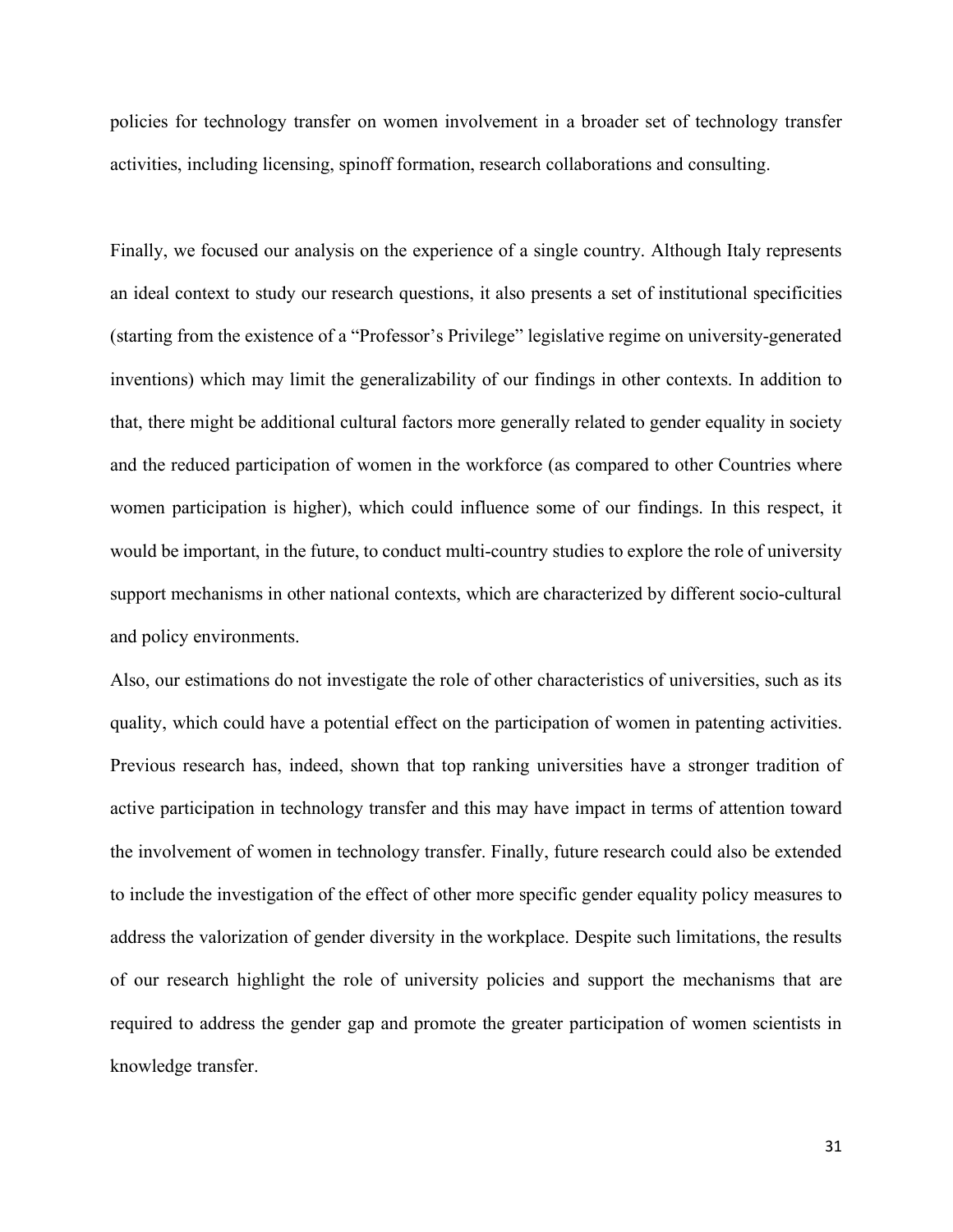policies for technology transfer on women involvement in a broader set of technology transfer activities, including licensing, spinoff formation, research collaborations and consulting.

Finally, we focused our analysis on the experience of a single country. Although Italy represents an ideal context to study our research questions, it also presents a set of institutional specificities (starting from the existence of a "Professor's Privilege" legislative regime on university-generated inventions) which may limit the generalizability of our findings in other contexts. In addition to that, there might be additional cultural factors more generally related to gender equality in society and the reduced participation of women in the workforce (as compared to other Countries where women participation is higher), which could influence some of our findings. In this respect, it would be important, in the future, to conduct multi-country studies to explore the role of university support mechanisms in other national contexts, which are characterized by different socio-cultural and policy environments.

Also, our estimations do not investigate the role of other characteristics of universities, such as its quality, which could have a potential effect on the participation of women in patenting activities. Previous research has, indeed, shown that top ranking universities have a stronger tradition of active participation in technology transfer and this may have impact in terms of attention toward the involvement of women in technology transfer. Finally, future research could also be extended to include the investigation of the effect of other more specific gender equality policy measures to address the valorization of gender diversity in the workplace. Despite such limitations, the results of our research highlight the role of university policies and support the mechanisms that are required to address the gender gap and promote the greater participation of women scientists in knowledge transfer.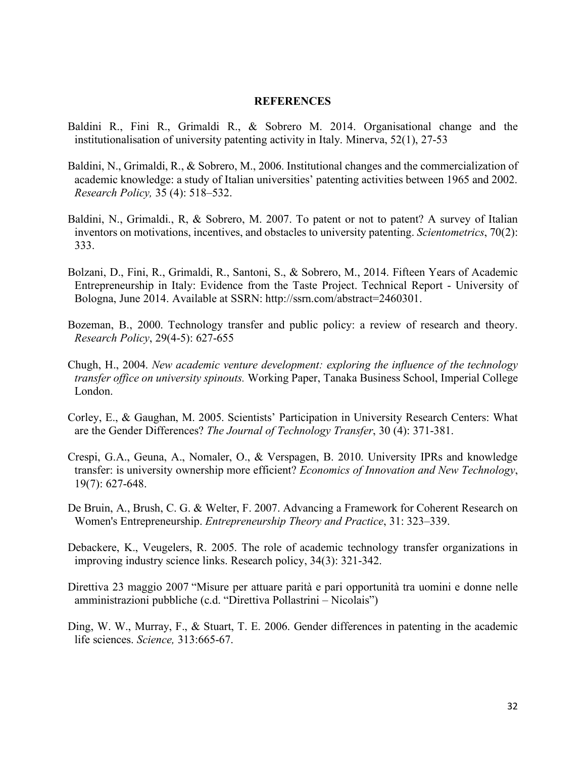## REFERENCES

Baldini R., Fini R., Grimaldi R., & Sobrero M. 2014. Organisational change and the institutionalisation of university patenting activity in Italy. Minerva, 52(1), 27-53

Baldini, N., Grimaldi, R., & Sobrero, M., 2006. Institutional changes and the commercialization of academic knowledge: a study of Italian universities' patenting activities between 1965 and 2002. *Research Policy,* 35 (4): 518–532.

Baldini, N., Grimaldi., R, & Sobrero, M. 2007. To patent or not to patent? A survey of Italian inventors on motivations, incentives, and obstacles to university patenting. *Scientometrics*, 70(2): 333.

Bolzani, D., Fini, R., Grimaldi, R., Santoni, S., & Sobrero, M., 2014. Fifteen Years of Academic Entrepreneurship in Italy: Evidence from the Taste Project. Technical Report - University of Bologna, June 2014. Available at SSRN: http://ssrn.com/abstract=2460301.

Bozeman, B., 2000. Technology transfer and public policy: a review of research and theory. *Research Policy*, 29(4-5): 627-655

Chugh, H., 2004. *New academic venture development: exploring the influence of the technology transfer office on university spinouts.* Working Paper, Tanaka Business School, Imperial College London.

Corley, E., & Gaughan, M. 2005. Scientists' Participation in University Research Centers: What are the Gender Differences? *The Journal of Technology Transfer*, 30 (4): 371-381.

Crespi, G.A., Geuna, A., Nomaler, O., & Verspagen, B. 2010. University IPRs and knowledge transfer: is university ownership more efficient? *Economics of Innovation and New Technology*, 19(7): 627-648.

De Bruin, A., Brush, C. G. & Welter, F. 2007. Advancing a Framework for Coherent Research on Women's Entrepreneurship. *Entrepreneurship Theory and Practice*, 31: 323–339.

Debackere, K., Veugelers, R. 2005. The role of academic technology transfer organizations in improving industry science links. Research policy, 34(3): 321-342.

Direttiva 23 maggio 2007 "Misure per attuare parità e pari opportunità tra uomini e donne nelle amministrazioni pubbliche (c.d. "Direttiva Pollastrini – Nicolais")

Ding, W. W., Murray, F., & Stuart, T. E. 2006. Gender differences in patenting in the academic life sciences. *Science,* 313:665-67.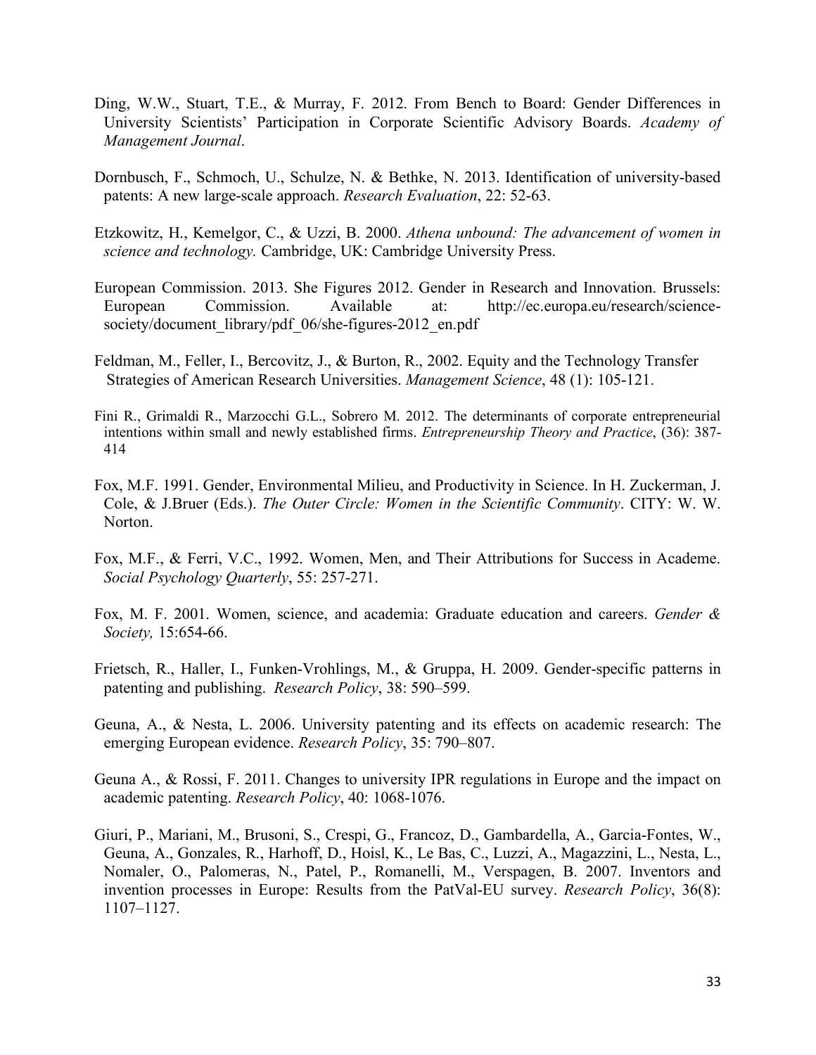Ding, W.W., Stuart, T.E., & Murray, F. 2012. From Bench to Board: Gender Differences in University Scientists' Participation in Corporate Scientific Advisory Boards. *Academy of Management Journal*.

Dornbusch, F., Schmoch, U., Schulze, N. & Bethke, N. 2013. Identification of university-based patents: A new large-scale approach. *Research Evaluation*, 22: 52-63.

Etzkowitz, H., Kemelgor, C., & Uzzi, B. 2000. *Athena unbound: The advancement of women in science and technology.* Cambridge, UK: Cambridge University Press.

European Commission. 2013. She Figures 2012. Gender in Research and Innovation. Brussels: European Commission. Available at: http://ec.europa.eu/research/science-society/document_library/pdf_06/she-figures-2012_en.pdf

Feldman, M., Feller, I., Bercovitz, J., & Burton, R., 2002. Equity and the Technology Transfer Strategies of American Research Universities. *Management Science*, 48 (1): 105-121.

Fini R., Grimaldi R., Marzocchi G.L., Sobrero M. 2012. The determinants of corporate entrepreneurial intentions within small and newly established firms. *Entrepreneurship Theory and Practice*, (36): 387-414

Fox, M.F. 1991. Gender, Environmental Milieu, and Productivity in Science. In H. Zuckerman, J. Cole, & J.Bruer (Eds.). *The Outer Circle: Women in the Scientific Community*. CITY: W. W. Norton.

Fox, M.F., & Ferri, V.C., 1992. Women, Men, and Their Attributions for Success in Academe. *Social Psychology Quarterly*, 55: 257-271.

Fox, M. F. 2001. Women, science, and academia: Graduate education and careers. *Gender & Society,* 15:654-66.

Frietsch, R., Haller, I., Funken-Vrohlings, M., & Gruppa, H. 2009. Gender-specific patterns in patenting and publishing. *Research Policy*, 38: 590–599.

Geuna, A., & Nesta, L. 2006. University patenting and its effects on academic research: The emerging European evidence. *Research Policy*, 35: 790–807.

Geuna A., & Rossi, F. 2011. Changes to university IPR regulations in Europe and the impact on academic patenting. *Research Policy*, 40: 1068-1076.

Giuri, P., Mariani, M., Brusoni, S., Crespi, G., Francoz, D., Gambardella, A., Garcia-Fontes, W., Geuna, A., Gonzales, R., Harhoff, D., Hoisl, K., Le Bas, C., Luzzi, A., Magazzini, L., Nesta, L., Nomaler, O., Palomeras, N., Patel, P., Romanelli, M., Verspagen, B. 2007. Inventors and invention processes in Europe: Results from the PatVal-EU survey. *Research Policy*, 36(8): 1107–1127.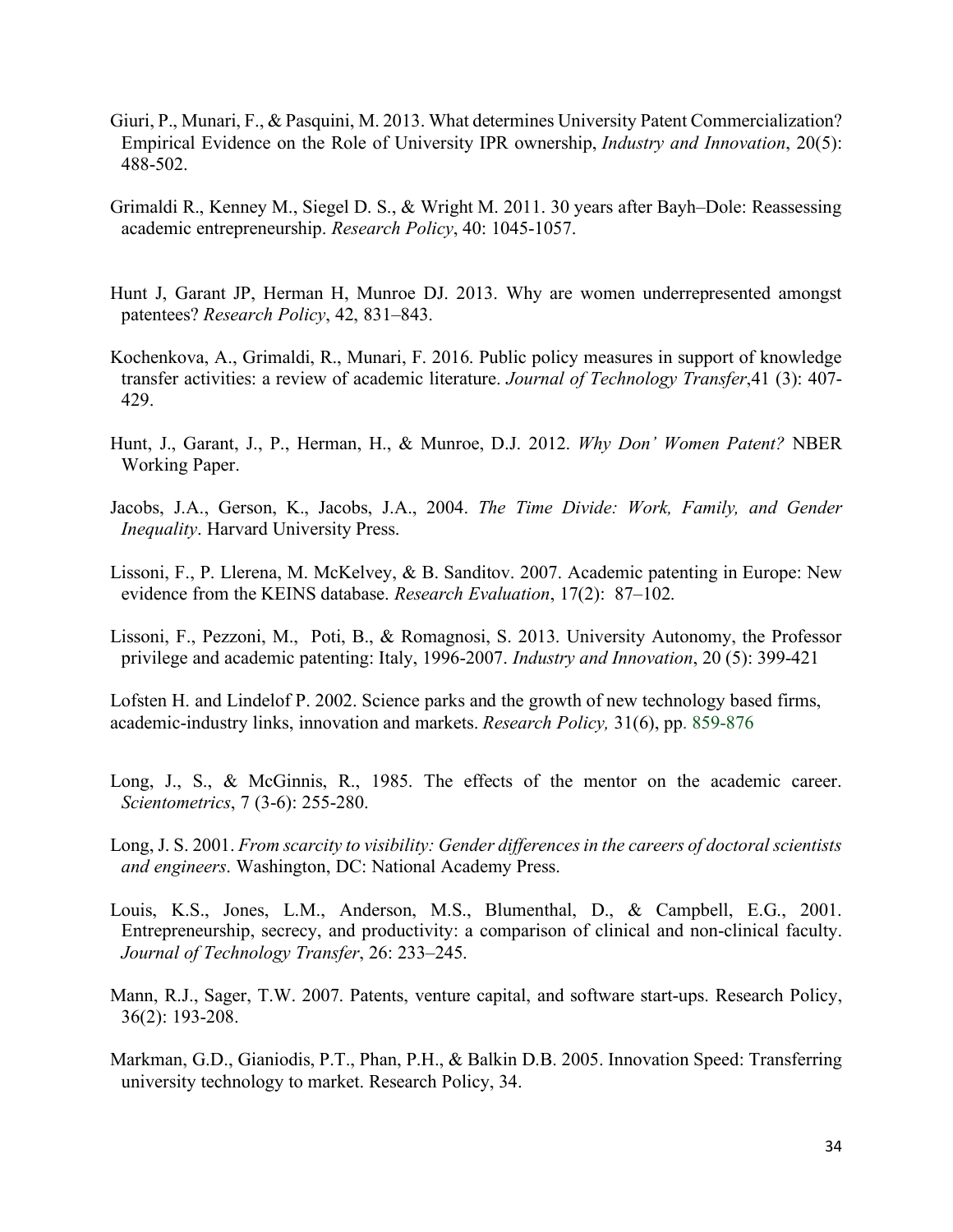Giuri, P., Munari, F., & Pasquini, M. 2013. What determines University Patent Commercialization? Empirical Evidence on the Role of University IPR ownership, *Industry and Innovation*, 20(5): 488-502.

Grimaldi R., Kenney M., Siegel D. S., & Wright M. 2011. 30 years after Bayh–Dole: Reassessing academic entrepreneurship. *Research Policy*, 40: 1045-1057.

Hunt J, Garant JP, Herman H, Munroe DJ. 2013. Why are women underrepresented amongst patentees? *Research Policy*, 42, 831–843.

Kochenkova, A., Grimaldi, R., Munari, F. 2016. Public policy measures in support of knowledge transfer activities: a review of academic literature. *Journal of Technology Transfer*,41 (3): 407-429.

Hunt, J., Garant, J., P., Herman, H., & Munroe, D.J. 2012. *Why Don' Women Patent?* NBER Working Paper.

Jacobs, J.A., Gerson, K., Jacobs, J.A., 2004. *The Time Divide: Work, Family, and Gender Inequality*. Harvard University Press.

Lissoni, F., P. Llerena, M. McKelvey, & B. Sanditov. 2007. Academic patenting in Europe: New evidence from the KEINS database. *Research Evaluation*, 17(2): 87–102.

Lissoni, F., Pezzoni, M., Poti, B., & Romagnosi, S. 2013. University Autonomy, the Professor privilege and academic patenting: Italy, 1996-2007. *Industry and Innovation*, 20 (5): 399-421

Lofsten H. and Lindelof P. 2002. Science parks and the growth of new technology based firms, academic-industry links, innovation and markets. *Research Policy,* 31(6), pp. 859-876

Long, J., S., & McGinnis, R., 1985. The effects of the mentor on the academic career. *Scientometrics*, 7 (3-6): 255-280.

Long, J. S. 2001. *From scarcity to visibility: Gender differences in the careers of doctoral scientists and engineers*. Washington, DC: National Academy Press.

Louis, K.S., Jones, L.M., Anderson, M.S., Blumenthal, D., & Campbell, E.G., 2001. Entrepreneurship, secrecy, and productivity: a comparison of clinical and non-clinical faculty. *Journal of Technology Transfer*, 26: 233–245.

Mann, R.J., Sager, T.W. 2007. Patents, venture capital, and software start-ups. Research Policy, 36(2): 193-208.

Markman, G.D., Gianiodis, P.T., Phan, P.H., & Balkin D.B. 2005. Innovation Speed: Transferring university technology to market. Research Policy, 34.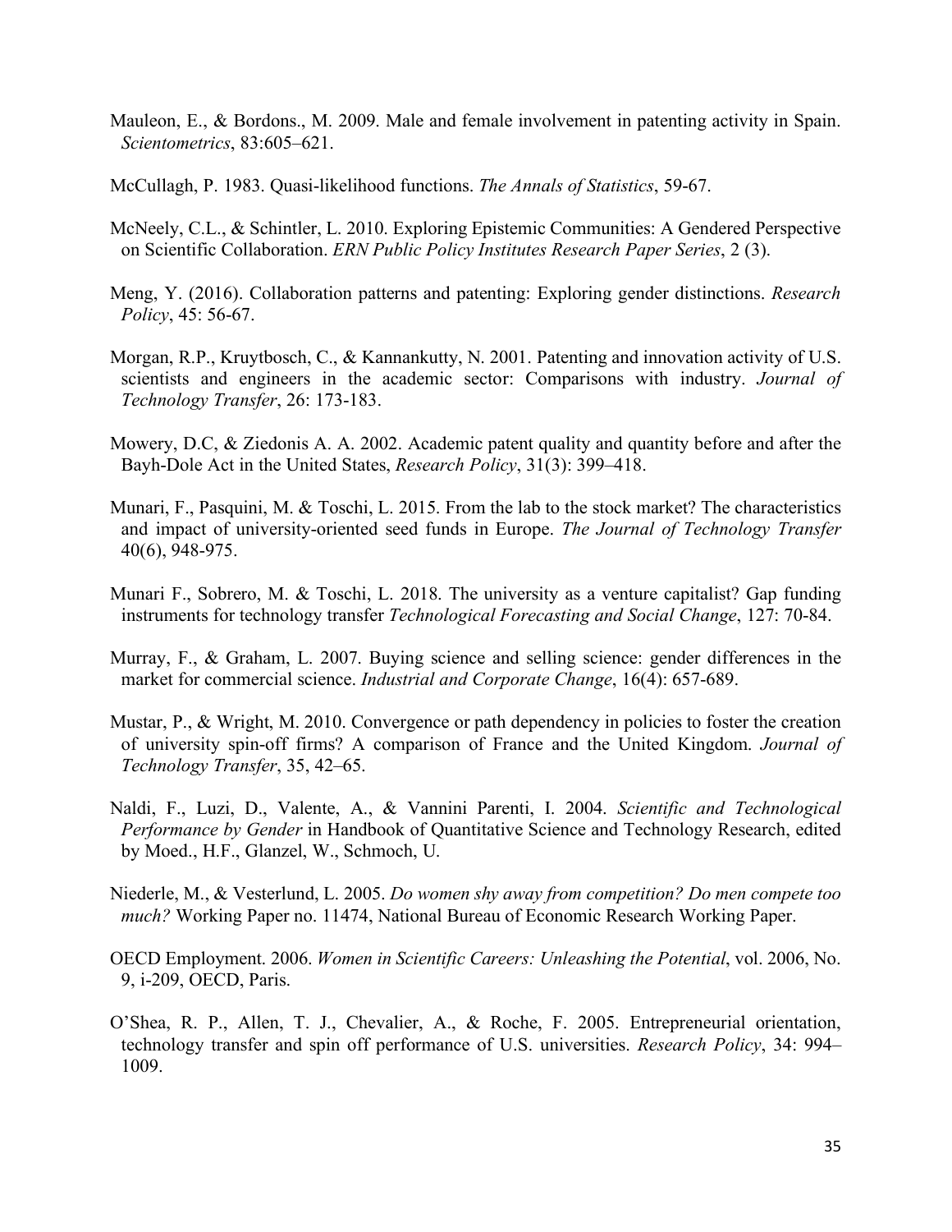Mauleon, E., & Bordons., M. 2009. Male and female involvement in patenting activity in Spain. *Scientometrics*, 83:605–621.

McCullagh, P. 1983. Quasi-likelihood functions. *The Annals of Statistics*, 59-67.

McNeely, C.L., & Schintler, L. 2010. Exploring Epistemic Communities: A Gendered Perspective on Scientific Collaboration. *ERN Public Policy Institutes Research Paper Series*, 2 (3).

Meng, Y. (2016). Collaboration patterns and patenting: Exploring gender distinctions. *Research Policy*, 45: 56-67.

Morgan, R.P., Kruytbosch, C., & Kannankutty, N. 2001. Patenting and innovation activity of U.S. scientists and engineers in the academic sector: Comparisons with industry. *Journal of Technology Transfer*, 26: 173-183.

Mowery, D.C, & Ziedonis A. A. 2002. Academic patent quality and quantity before and after the Bayh-Dole Act in the United States, *Research Policy*, 31(3): 399–418.

Munari, F., Pasquini, M. & Toschi, L. 2015. From the lab to the stock market? The characteristics and impact of university-oriented seed funds in Europe. *The Journal of Technology Transfer* 40(6), 948-975.

Munari F., Sobrero, M. & Toschi, L. 2018. The university as a venture capitalist? Gap funding instruments for technology transfer *Technological Forecasting and Social Change*, 127: 70-84.

Murray, F., & Graham, L. 2007. Buying science and selling science: gender differences in the market for commercial science. *Industrial and Corporate Change*, 16(4): 657-689.

Mustar, P., & Wright, M. 2010. Convergence or path dependency in policies to foster the creation of university spin-off firms? A comparison of France and the United Kingdom. *Journal of Technology Transfer*, 35, 42–65.

Naldi, F., Luzi, D., Valente, A., & Vannini Parenti, I. 2004. *Scientific and Technological Performance by Gender* in Handbook of Quantitative Science and Technology Research, edited by Moed., H.F., Glanzel, W., Schmoch, U.

Niederle, M., & Vesterlund, L. 2005. *Do women shy away from competition? Do men compete too much?* Working Paper no. 11474, National Bureau of Economic Research Working Paper.

OECD Employment. 2006. *Women in Scientific Careers: Unleashing the Potential*, vol. 2006, No. 9, i-209, OECD, Paris.

O'Shea, R. P., Allen, T. J., Chevalier, A., & Roche, F. 2005. Entrepreneurial orientation, technology transfer and spin off performance of U.S. universities. *Research Policy*, 34: 994–1009.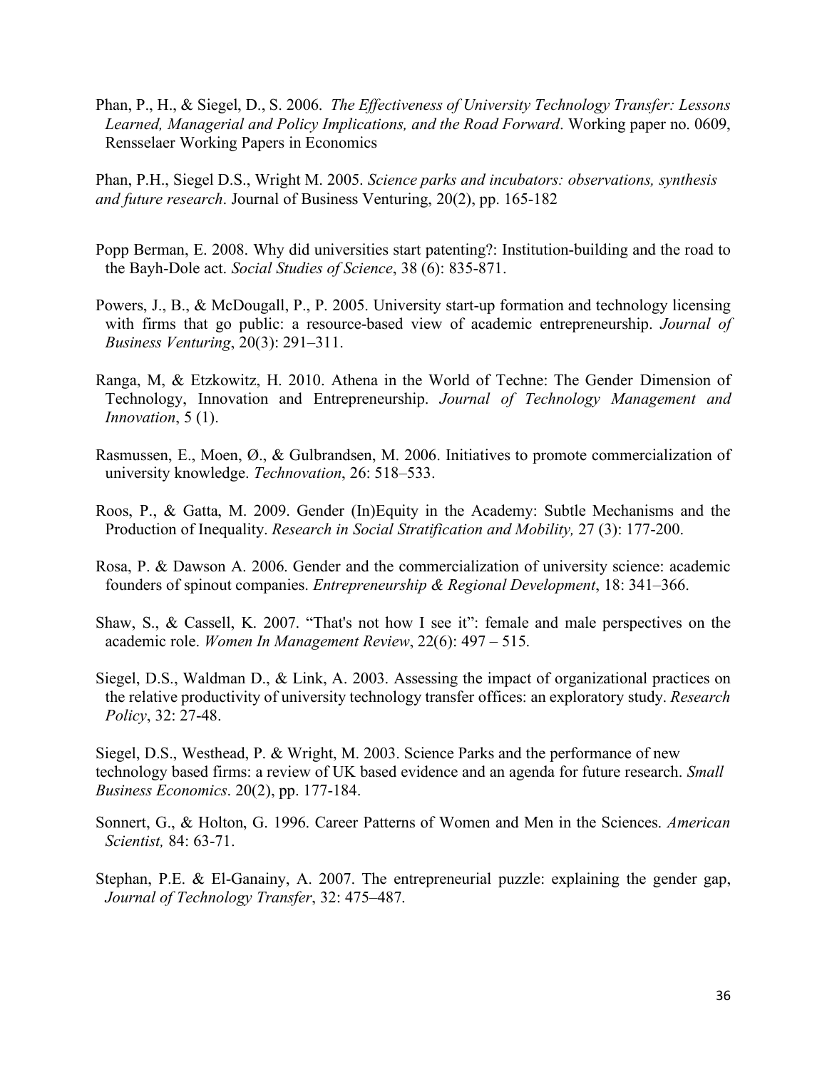Phan, P., H., & Siegel, D., S. 2006. *The Effectiveness of University Technology Transfer: Lessons Learned, Managerial and Policy Implications, and the Road Forward*. Working paper no. 0609, Rensselaer Working Papers in Economics

Phan, P.H., Siegel D.S., Wright M. 2005. *Science parks and incubators: observations, synthesis and future research*. Journal of Business Venturing, 20(2), pp. 165-182

Popp Berman, E. 2008. Why did universities start patenting?: Institution-building and the road to the Bayh-Dole act. *Social Studies of Science*, 38 (6): 835-871.

Powers, J., B., & McDougall, P., P. 2005. University start-up formation and technology licensing with firms that go public: a resource-based view of academic entrepreneurship. *Journal of Business Venturing*, 20(3): 291–311.

Ranga, M, & Etzkowitz, H. 2010. Athena in the World of Techne: The Gender Dimension of Technology, Innovation and Entrepreneurship. *Journal of Technology Management and Innovation*, 5 (1).

Rasmussen, E., Moen, Ø., & Gulbrandsen, M. 2006. Initiatives to promote commercialization of university knowledge. *Technovation*, 26: 518–533.

Roos, P., & Gatta, M. 2009. Gender (In)Equity in the Academy: Subtle Mechanisms and the Production of Inequality. *Research in Social Stratification and Mobility,* 27 (3): 177-200.

Rosa, P. & Dawson A. 2006. Gender and the commercialization of university science: academic founders of spinout companies. *Entrepreneurship & Regional Development*, 18: 341–366.

Shaw, S., & Cassell, K. 2007. "That's not how I see it": female and male perspectives on the academic role. *Women In Management Review*, 22(6): 497 – 515.

Siegel, D.S., Waldman D., & Link, A. 2003. Assessing the impact of organizational practices on the relative productivity of university technology transfer offices: an exploratory study. *Research Policy*, 32: 27-48.

Siegel, D.S., Westhead, P. & Wright, M. 2003. Science Parks and the performance of new technology based firms: a review of UK based evidence and an agenda for future research. *Small Business Economics*. 20(2), pp. 177-184.

Sonnert, G., & Holton, G. 1996. Career Patterns of Women and Men in the Sciences. *American Scientist,* 84: 63-71.

Stephan, P.E. & El-Ganainy, A. 2007. The entrepreneurial puzzle: explaining the gender gap, *Journal of Technology Transfer*, 32: 475–487.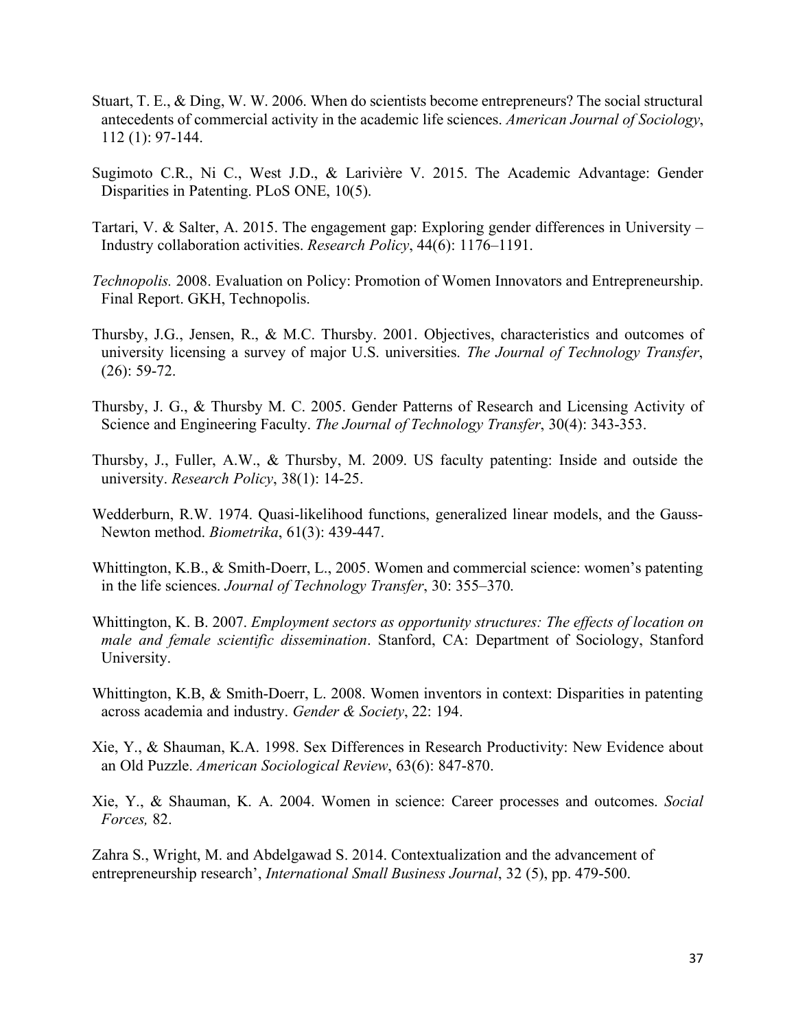Stuart, T. E., & Ding, W. W. 2006. When do scientists become entrepreneurs? The social structural antecedents of commercial activity in the academic life sciences. *American Journal of Sociology*, 112 (1): 97-144.

Sugimoto C.R., Ni C., West J.D., & Larivière V. 2015. The Academic Advantage: Gender Disparities in Patenting. PLoS ONE, 10(5).

Tartari, V. & Salter, A. 2015. The engagement gap: Exploring gender differences in University – Industry collaboration activities. *Research Policy*, 44(6): 1176–1191.

*Technopolis.* 2008. Evaluation on Policy: Promotion of Women Innovators and Entrepreneurship. Final Report. GKH, Technopolis.

Thursby, J.G., Jensen, R., & M.C. Thursby. 2001. Objectives, characteristics and outcomes of university licensing a survey of major U.S. universities. *The Journal of Technology Transfer*, (26): 59-72.

Thursby, J. G., & Thursby M. C. 2005. Gender Patterns of Research and Licensing Activity of Science and Engineering Faculty. *The Journal of Technology Transfer*, 30(4): 343-353.

Thursby, J., Fuller, A.W., & Thursby, M. 2009. US faculty patenting: Inside and outside the university. *Research Policy*, 38(1): 14-25.

Wedderburn, R.W. 1974. Quasi-likelihood functions, generalized linear models, and the Gauss-Newton method. *Biometrika*, 61(3): 439-447.

Whittington, K.B., & Smith-Doerr, L., 2005. Women and commercial science: women's patenting in the life sciences. *Journal of Technology Transfer*, 30: 355–370.

Whittington, K. B. 2007. *Employment sectors as opportunity structures: The effects of location on male and female scientific dissemination*. Stanford, CA: Department of Sociology, Stanford University.

Whittington, K.B, & Smith-Doerr, L. 2008. Women inventors in context: Disparities in patenting across academia and industry. *Gender & Society*, 22: 194.

Xie, Y., & Shauman, K.A. 1998. Sex Differences in Research Productivity: New Evidence about an Old Puzzle. *American Sociological Review*, 63(6): 847-870.

Xie, Y., & Shauman, K. A. 2004. Women in science: Career processes and outcomes. *Social Forces,* 82.

Zahra S., Wright, M. and Abdelgawad S. 2014. Contextualization and the advancement of entrepreneurship research', *International Small Business Journal*, 32 (5), pp. 479-500.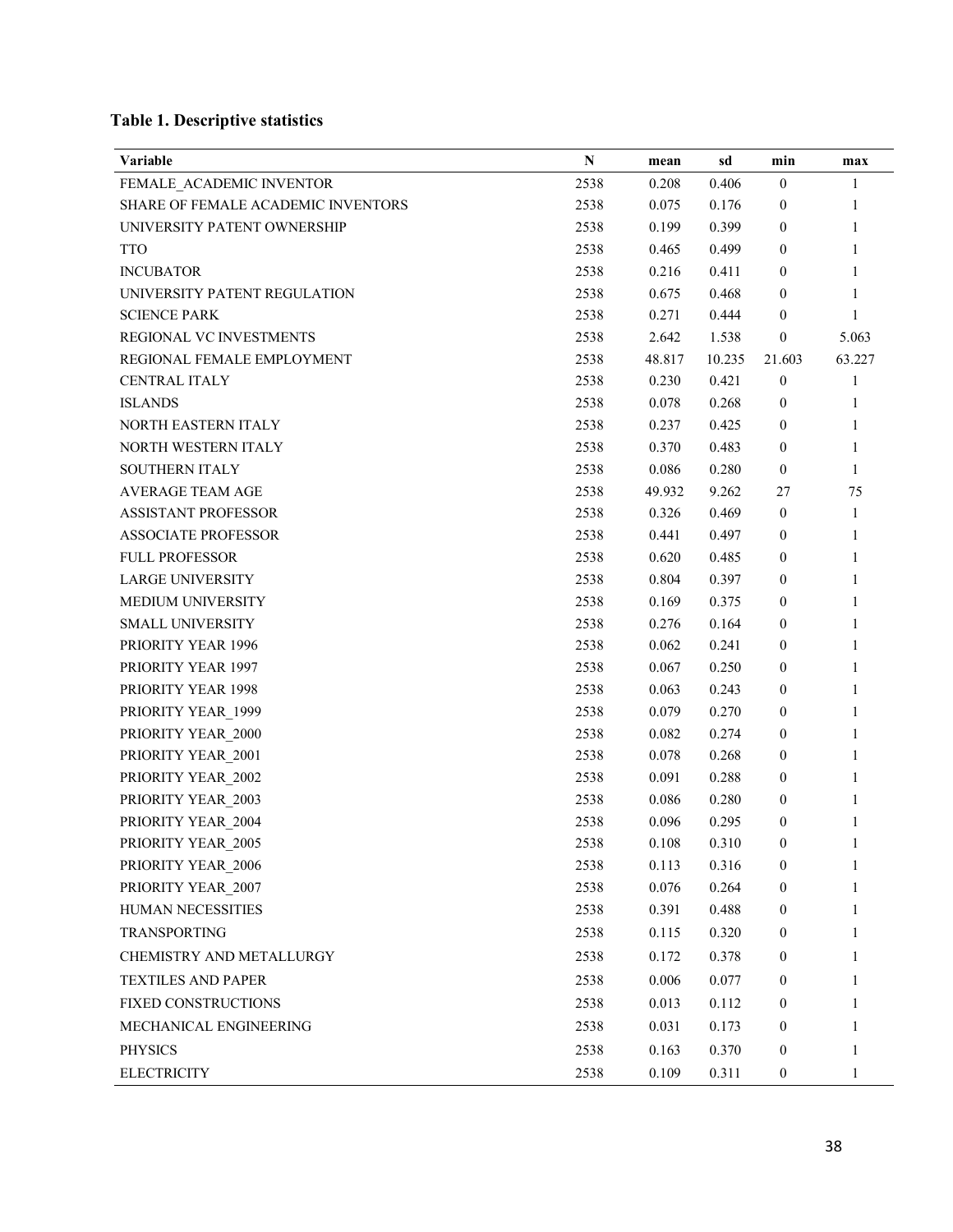**Table 1. Descriptive statistics**

| Variable | N | mean | sd | min | max |
|---|---|---|---|---|---|
| FEMALE_ACADEMIC INVENTOR | 2538 | 0.208 | 0.406 | 0 | 1 |
| SHARE OF FEMALE ACADEMIC INVENTORS | 2538 | 0.075 | 0.176 | 0 | 1 |
| UNIVERSITY PATENT OWNERSHIP | 2538 | 0.199 | 0.399 | 0 | 1 |
| TTO | 2538 | 0.465 | 0.499 | 0 | 1 |
| INCUBATOR | 2538 | 0.216 | 0.411 | 0 | 1 |
| UNIVERSITY PATENT REGULATION | 2538 | 0.675 | 0.468 | 0 | 1 |
| SCIENCE PARK | 2538 | 0.271 | 0.444 | 0 | 1 |
| REGIONAL VC INVESTMENTS | 2538 | 2.642 | 1.538 | 0 | 5.063 |
| REGIONAL FEMALE EMPLOYMENT | 2538 | 48.817 | 10.235 | 21.603 | 63.227 |
| CENTRAL ITALY | 2538 | 0.230 | 0.421 | 0 | 1 |
| ISLANDS | 2538 | 0.078 | 0.268 | 0 | 1 |
| NORTH EASTERN ITALY | 2538 | 0.237 | 0.425 | 0 | 1 |
| NORTH WESTERN ITALY | 2538 | 0.370 | 0.483 | 0 | 1 |
| SOUTHERN ITALY | 2538 | 0.086 | 0.280 | 0 | 1 |
| AVERAGE TEAM AGE | 2538 | 49.932 | 9.262 | 27 | 75 |
| ASSISTANT PROFESSOR | 2538 | 0.326 | 0.469 | 0 | 1 |
| ASSOCIATE PROFESSOR | 2538 | 0.441 | 0.497 | 0 | 1 |
| FULL PROFESSOR | 2538 | 0.620 | 0.485 | 0 | 1 |
| LARGE UNIVERSITY | 2538 | 0.804 | 0.397 | 0 | 1 |
| MEDIUM UNIVERSITY | 2538 | 0.169 | 0.375 | 0 | 1 |
| SMALL UNIVERSITY | 2538 | 0.276 | 0.164 | 0 | 1 |
| PRIORITY YEAR 1996 | 2538 | 0.062 | 0.241 | 0 | 1 |
| PRIORITY YEAR 1997 | 2538 | 0.067 | 0.250 | 0 | 1 |
| PRIORITY YEAR 1998 | 2538 | 0.063 | 0.243 | 0 | 1 |
| PRIORITY YEAR_1999 | 2538 | 0.079 | 0.270 | 0 | 1 |
| PRIORITY YEAR_2000 | 2538 | 0.082 | 0.274 | 0 | 1 |
| PRIORITY YEAR_2001 | 2538 | 0.078 | 0.268 | 0 | 1 |
| PRIORITY YEAR_2002 | 2538 | 0.091 | 0.288 | 0 | 1 |
| PRIORITY YEAR_2003 | 2538 | 0.086 | 0.280 | 0 | 1 |
| PRIORITY YEAR_2004 | 2538 | 0.096 | 0.295 | 0 | 1 |
| PRIORITY YEAR_2005 | 2538 | 0.108 | 0.310 | 0 | 1 |
| PRIORITY YEAR_2006 | 2538 | 0.113 | 0.316 | 0 | 1 |
| PRIORITY YEAR_2007 | 2538 | 0.076 | 0.264 | 0 | 1 |
| HUMAN NECESSITIES | 2538 | 0.391 | 0.488 | 0 | 1 |
| TRANSPORTING | 2538 | 0.115 | 0.320 | 0 | 1 |
| CHEMISTRY AND METALLURGY | 2538 | 0.172 | 0.378 | 0 | 1 |
| TEXTILES AND PAPER | 2538 | 0.006 | 0.077 | 0 | 1 |
| FIXED CONSTRUCTIONS | 2538 | 0.013 | 0.112 | 0 | 1 |
| MECHANICAL ENGINEERING | 2538 | 0.031 | 0.173 | 0 | 1 |
| PHYSICS | 2538 | 0.163 | 0.370 | 0 | 1 |
| ELECTRICITY | 2538 | 0.109 | 0.311 | 0 | 1 |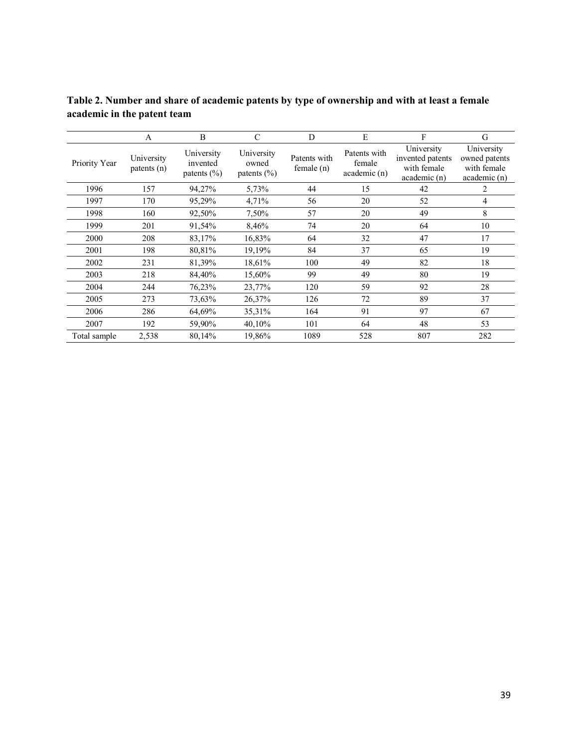**Table 2. Number and share of academic patents by type of ownership and with at least a female academic in the patent team**

| | A | B | C | D | E | F | G |
|---|---|---|---|---|---|---|---|
| Priority Year | University patents (n) | University invented patents (%) | University owned patents (%) | Patents with female (n) | Patents with female academic (n) | University invented patents with female academic (n) | University owned patents with female academic (n) |
| 1996 | 157 | 94,27% | 5,73% | 44 | 15 | 42 | 2 |
| 1997 | 170 | 95,29% | 4,71% | 56 | 20 | 52 | 4 |
| 1998 | 160 | 92,50% | 7,50% | 57 | 20 | 49 | 8 |
| 1999 | 201 | 91,54% | 8,46% | 74 | 20 | 64 | 10 |
| 2000 | 208 | 83,17% | 16,83% | 64 | 32 | 47 | 17 |
| 2001 | 198 | 80,81% | 19,19% | 84 | 37 | 65 | 19 |
| 2002 | 231 | 81,39% | 18,61% | 100 | 49 | 82 | 18 |
| 2003 | 218 | 84,40% | 15,60% | 99 | 49 | 80 | 19 |
| 2004 | 244 | 76,23% | 23,77% | 120 | 59 | 92 | 28 |
| 2005 | 273 | 73,63% | 26,37% | 126 | 72 | 89 | 37 |
| 2006 | 286 | 64,69% | 35,31% | 164 | 91 | 97 | 67 |
| 2007 | 192 | 59,90% | 40,10% | 101 | 64 | 48 | 53 |
| Total sample | 2,538 | 80,14% | 19,86% | 1089 | 528 | 807 | 282 |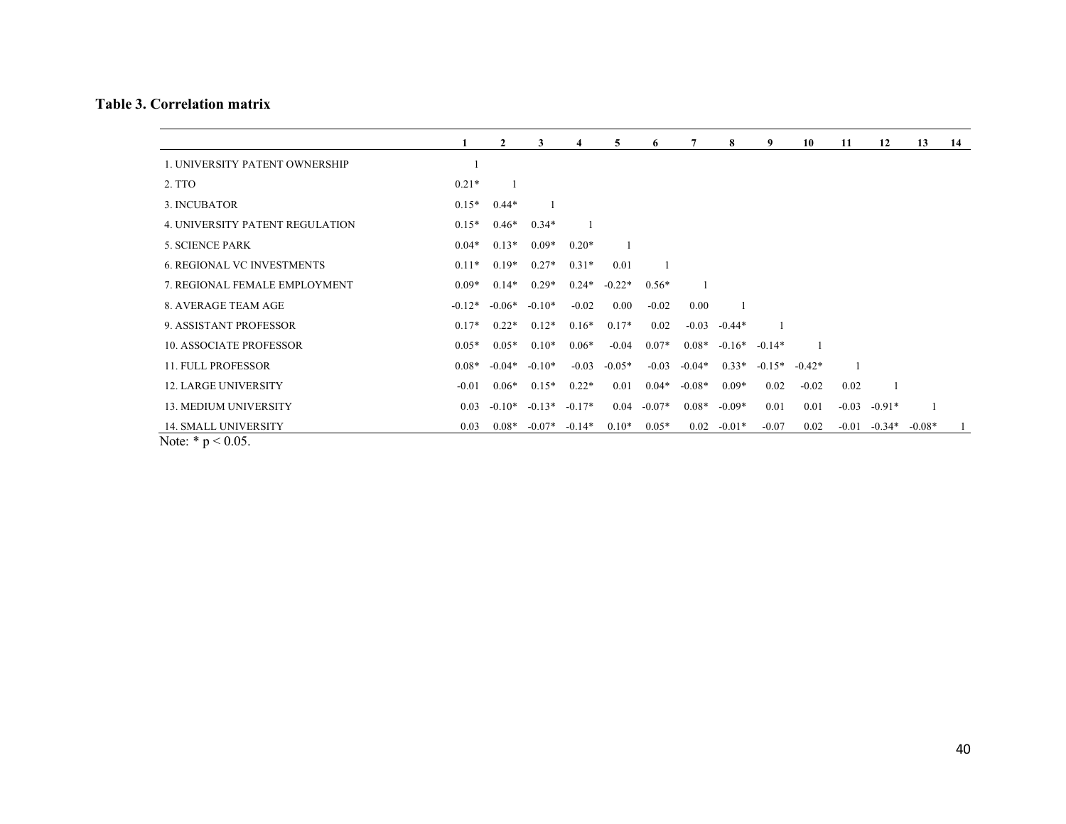**Table 3. Correlation matrix**

| | 1 | 2 | 3 | 4 | 5 | 6 | 7 | 8 | 9 | 10 | 11 | 12 | 13 | 14 |
|---|---|---|---|---|---|---|---|---|---|---|---|---|---|---|
| 1. UNIVERSITY PATENT OWNERSHIP | 1 | | | | | | | | | | | | | |
| 2. TTO | 0.21* | 1 | | | | | | | | | | | | |
| 3. INCUBATOR | 0.15* | 0.44* | 1 | | | | | | | | | | | |
| 4. UNIVERSITY PATENT REGULATION | 0.15* | 0.46* | 0.34* | 1 | | | | | | | | | | |
| 5. SCIENCE PARK | 0.04* | 0.13* | 0.09* | 0.20* | 1 | | | | | | | | | |
| 6. REGIONAL VC INVESTMENTS | 0.11* | 0.19* | 0.27* | 0.31* | 0.01 | 1 | | | | | | | | |
| 7. REGIONAL FEMALE EMPLOYMENT | 0.09* | 0.14* | 0.29* | 0.24* | -0.22* | 0.56* | 1 | | | | | | | |
| 8. AVERAGE TEAM AGE | -0.12* | -0.06* | -0.10* | -0.02 | 0.00 | -0.02 | 0.00 | 1 | | | | | | |
| 9. ASSISTANT PROFESSOR | 0.17* | 0.22* | 0.12* | 0.16* | 0.17* | 0.02 | -0.03 | -0.44* | 1 | | | | | |
| 10. ASSOCIATE PROFESSOR | 0.05* | 0.05* | 0.10* | 0.06* | -0.04 | 0.07* | 0.08* | -0.16* | -0.14* | 1 | | | | |
| 11. FULL PROFESSOR | 0.08* | -0.04* | -0.10* | -0.03 | -0.05* | -0.03 | -0.04* | 0.33* | -0.15* | -0.42* | 1 | | | |
| 12. LARGE UNIVERSITY | -0.01 | 0.06* | 0.15* | 0.22* | 0.01 | 0.04* | -0.08* | 0.09* | 0.02 | -0.02 | 0.02 | 1 | | |
| 13. MEDIUM UNIVERSITY | 0.03 | -0.10* | -0.13* | -0.17* | 0.04 | -0.07* | 0.08* | -0.09* | 0.01 | 0.01 | -0.03 | -0.91* | 1 | |
| 14. SMALL UNIVERSITY | 0.03 | 0.08* | -0.07* | -0.14* | 0.10* | 0.05* | 0.02 | -0.01* | -0.07 | 0.02 | -0.01 | -0.34* | -0.08* | 1 |

Note: * $p < 0.05$.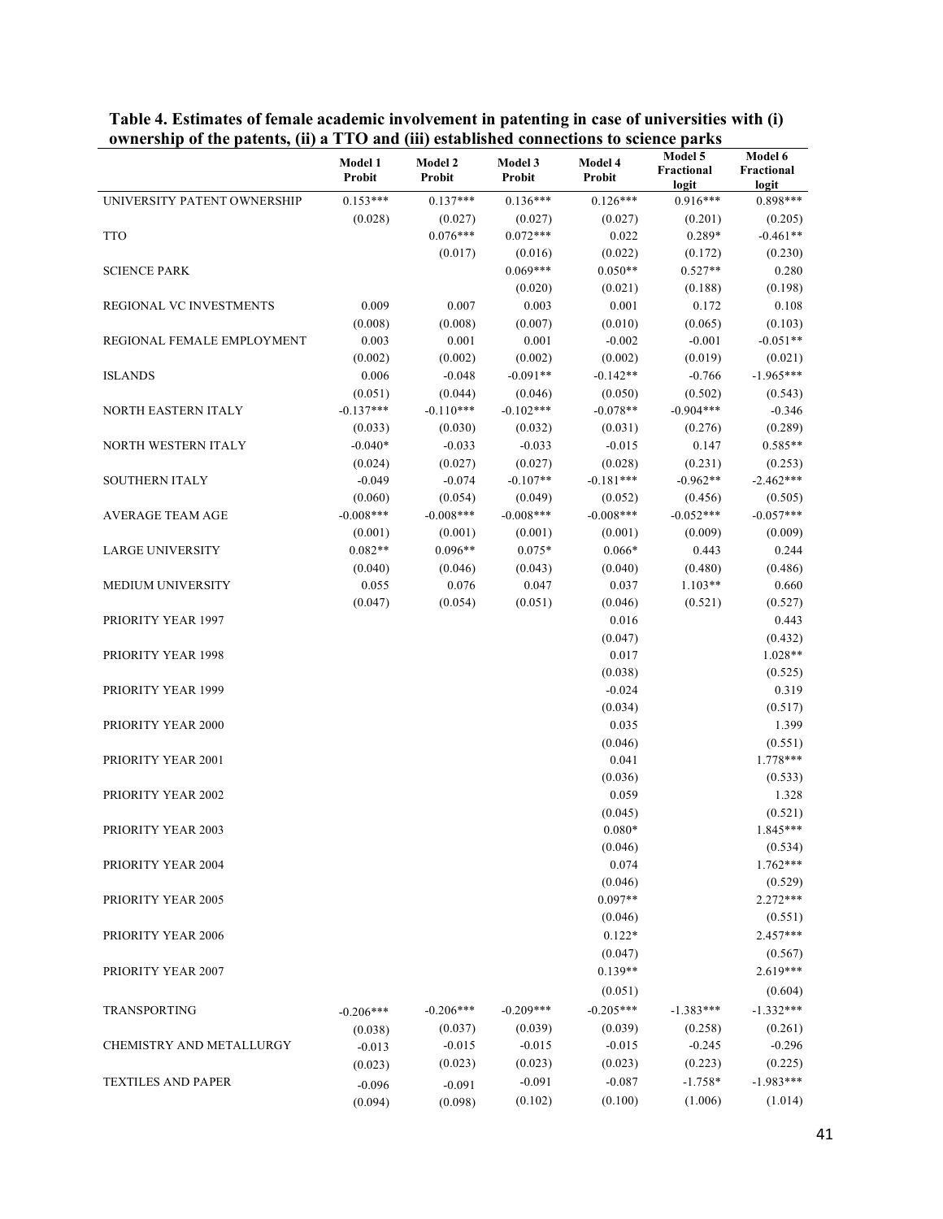**Table 4. Estimates of female academic involvement in patenting in case of universities with (i) ownership of the patents, (ii) a TTO and (iii) established connections to science parks**

| | Model 1 Probit | Model 2 Probit | Model 3 Probit | Model 4 Probit | Model 5 Fractional logit | Model 6 Fractional logit |
|---|---|---|---|---|---|---|
| UNIVERSITY PATENT OWNERSHIP | 0.153*** | 0.137*** | 0.136*** | 0.126*** | 0.916*** | 0.898*** |
| | (0.028) | (0.027) | (0.027) | (0.027) | (0.201) | (0.205) |
| TTO | | 0.076*** | 0.072*** | 0.022 | 0.289* | -0.461** |
| | | (0.017) | (0.016) | (0.022) | (0.172) | (0.230) |
| SCIENCE PARK | | | 0.069*** | 0.050** | 0.527** | 0.280 |
| | | | (0.020) | (0.021) | (0.188) | (0.198) |
| REGIONAL VC INVESTMENTS | 0.009 | 0.007 | 0.003 | 0.001 | 0.172 | 0.108 |
| | (0.008) | (0.008) | (0.007) | (0.010) | (0.065) | (0.103) |
| REGIONAL FEMALE EMPLOYMENT | 0.003 | 0.001 | 0.001 | -0.002 | -0.001 | -0.051** |
| | (0.002) | (0.002) | (0.002) | (0.002) | (0.019) | (0.021) |
| ISLANDS | 0.006 | -0.048 | -0.091** | -0.142** | -0.766 | -1.965*** |
| | (0.051) | (0.044) | (0.046) | (0.050) | (0.502) | (0.543) |
| NORTH EASTERN ITALY | -0.137*** | -0.110*** | -0.102*** | -0.078** | -0.904*** | -0.346 |
| | (0.033) | (0.030) | (0.032) | (0.031) | (0.276) | (0.289) |
| NORTH WESTERN ITALY | -0.040* | -0.033 | -0.033 | -0.015 | 0.147 | 0.585** |
| | (0.024) | (0.027) | (0.027) | (0.028) | (0.231) | (0.253) |
| SOUTHERN ITALY | -0.049 | -0.074 | -0.107** | -0.181*** | -0.962** | -2.462*** |
| | (0.060) | (0.054) | (0.049) | (0.052) | (0.456) | (0.505) |
| AVERAGE TEAM AGE | -0.008*** | -0.008*** | -0.008*** | -0.008*** | -0.052*** | -0.057*** |
| | (0.001) | (0.001) | (0.001) | (0.001) | (0.009) | (0.009) |
| LARGE UNIVERSITY | 0.082** | 0.096** | 0.075* | 0.066* | 0.443 | 0.244 |
| | (0.040) | (0.046) | (0.043) | (0.040) | (0.480) | (0.486) |
| MEDIUM UNIVERSITY | 0.055 | 0.076 | 0.047 | 0.037 | 1.103** | 0.660 |
| | (0.047) | (0.054) | (0.051) | (0.046) | (0.521) | (0.527) |
| PRIORITY YEAR 1997 | | | | 0.016 | | 0.443 |
| | | | | (0.047) | | (0.432) |
| PRIORITY YEAR 1998 | | | | 0.017 | | 1.028** |
| | | | | (0.038) | | (0.525) |
| PRIORITY YEAR 1999 | | | | -0.024 | | 0.319 |
| | | | | (0.034) | | (0.517) |
| PRIORITY YEAR 2000 | | | | 0.035 | | 1.399 |
| | | | | (0.046) | | (0.551) |
| PRIORITY YEAR 2001 | | | | 0.041 | | 1.778*** |
| | | | | (0.036) | | (0.533) |
| PRIORITY YEAR 2002 | | | | 0.059 | | 1.328 |
| | | | | (0.045) | | (0.521) |
| PRIORITY YEAR 2003 | | | | 0.080* | | 1.845*** |
| | | | | (0.046) | | (0.534) |
| PRIORITY YEAR 2004 | | | | 0.074 | | 1.762*** |
| | | | | (0.046) | | (0.529) |
| PRIORITY YEAR 2005 | | | | 0.097** | | 2.272*** |
| | | | | (0.046) | | (0.551) |
| PRIORITY YEAR 2006 | | | | 0.122* | | 2.457*** |
| | | | | (0.047) | | (0.567) |
| PRIORITY YEAR 2007 | | | | 0.139** | | 2.619*** |
| | | | | (0.051) | | (0.604) |
| TRANSPORTING | -0.206*** | -0.206*** | -0.209*** | -0.205*** | -1.383*** | -1.332*** |
| | (0.038) | (0.037) | (0.039) | (0.039) | (0.258) | (0.261) |
| CHEMISTRY AND METALLURGY | -0.013 | -0.015 | -0.015 | -0.015 | -0.245 | -0.296 |
| | (0.023) | (0.023) | (0.023) | (0.023) | (0.223) | (0.225) |
| TEXTILES AND PAPER | -0.096 | -0.091 | -0.091 | -0.087 | -1.758* | -1.983*** |
| | (0.094) | (0.098) | (0.102) | (0.100) | (1.006) | (1.014) |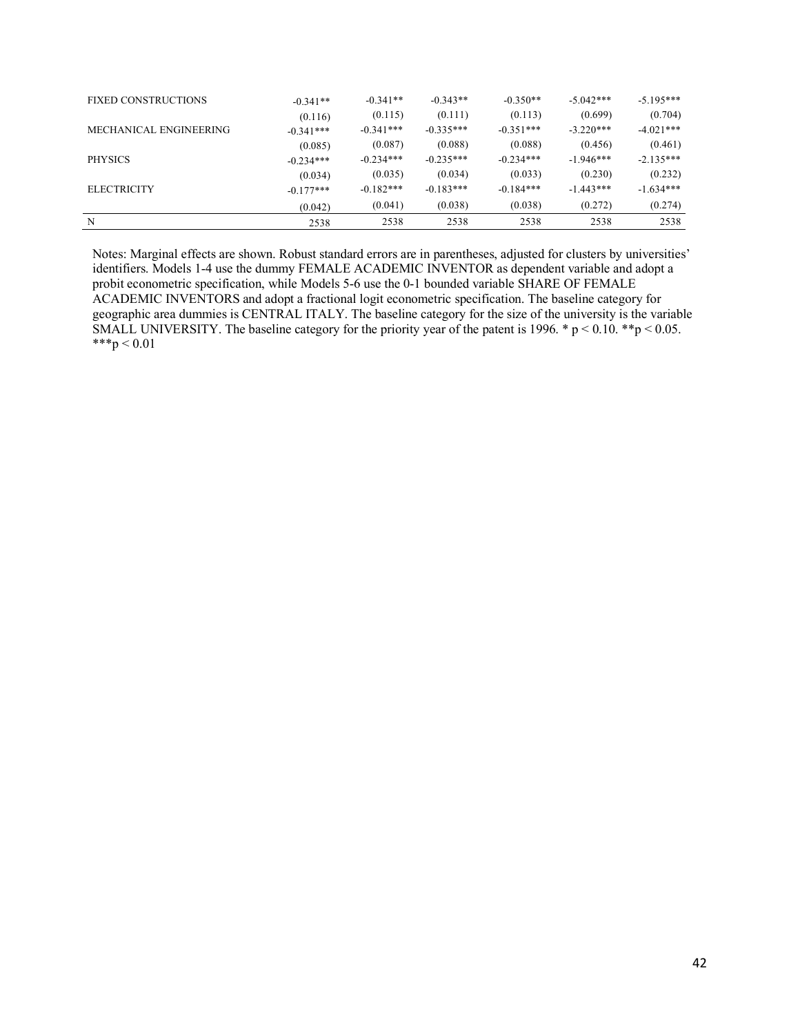| | | | | | | |
|---|---|---|---|---|---|---|
| FIXED CONSTRUCTIONS | -0.341** | -0.341** | -0.343** | -0.350** | -5.042*** | -5.195*** |
| | (0.116) | (0.115) | (0.111) | (0.113) | (0.699) | (0.704) |
| MECHANICAL ENGINEERING | -0.341*** | -0.341*** | -0.335*** | -0.351*** | -3.220*** | -4.021*** |
| | (0.085) | (0.087) | (0.088) | (0.088) | (0.456) | (0.461) |
| PHYSICS | -0.234*** | -0.234*** | -0.235*** | -0.234*** | -1.946*** | -2.135*** |
| | (0.034) | (0.035) | (0.034) | (0.033) | (0.230) | (0.232) |
| ELECTRICITY | -0.177*** | -0.182*** | -0.183*** | -0.184*** | -1.443*** | -1.634*** |
| | (0.042) | (0.041) | (0.038) | (0.038) | (0.272) | (0.274) |
| N | 2538 | 2538 | 2538 | 2538 | 2538 | 2538 |

Notes: Marginal effects are shown. Robust standard errors are in parentheses, adjusted for clusters by universities' identifiers. Models 1-4 use the dummy FEMALE ACADEMIC INVENTOR as dependent variable and adopt a probit econometric specification, while Models 5-6 use the 0-1 bounded variable SHARE OF FEMALE ACADEMIC INVENTORS and adopt a fractional logit econometric specification. The baseline category for geographic area dummies is CENTRAL ITALY. The baseline category for the size of the university is the variable SMALL UNIVERSITY. The baseline category for the priority year of the patent is 1996. * $p < 0.10$. ** $p < 0.05$. *** $p < 0.01$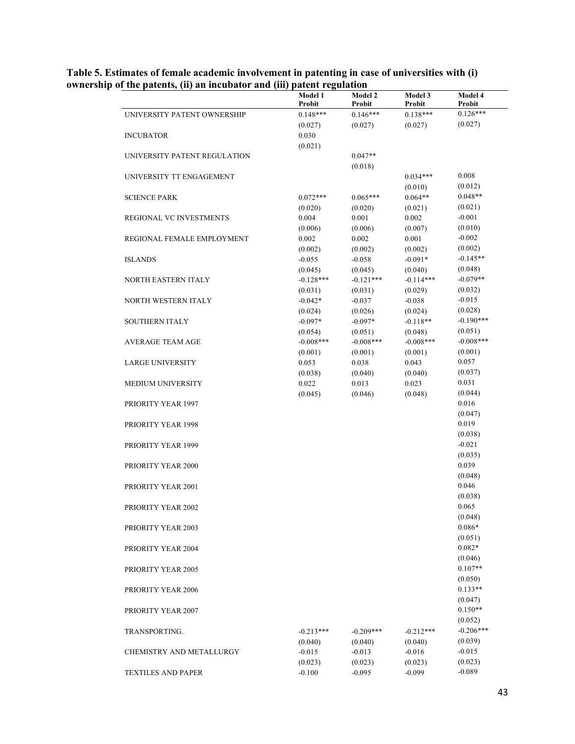**Table 5. Estimates of female academic involvement in patenting in case of universities with (i) ownership of the patents, (ii) an incubator and (iii) patent regulation**

| | Model 1 Probit | Model 2 Probit | Model 3 Probit | Model 4 Probit |
|---|---|---|---|---|
| UNIVERSITY PATENT OWNERSHIP | 0.148*** | 0.146*** | 0.138*** | 0.126*** |
| | (0.027) | (0.027) | (0.027) | (0.027) |
| INCUBATOR | 0.030 | | | |
| | (0.021) | | | |
| UNIVERSITY PATENT REGULATION | | 0.047** | | |
| | | (0.018) | | |
| UNIVERSITY TT ENGAGEMENT | | | 0.034*** | 0.008 |
| | | | (0.010) | (0.012) |
| SCIENCE PARK | 0.072*** | 0.065*** | 0.064** | 0.048** |
| | (0.020) | (0.020) | (0.021) | (0.021) |
| REGIONAL VC INVESTMENTS | 0.004 | 0.001 | 0.002 | -0.001 |
| | (0.006) | (0.006) | (0.007) | (0.010) |
| REGIONAL FEMALE EMPLOYMENT | 0.002 | 0.002 | 0.001 | -0.002 |
| | (0.002) | (0.002) | (0.002) | (0.002) |
| ISLANDS | -0.055 | -0.058 | -0.091* | -0.145** |
| | (0.045) | (0.045) | (0.040) | (0.048) |
| NORTH EASTERN ITALY | -0.128*** | -0.121*** | -0.114*** | -0.079** |
| | (0.031) | (0.031) | (0.029) | (0.032) |
| NORTH WESTERN ITALY | -0.042* | -0.037 | -0.038 | -0.015 |
| | (0.024) | (0.026) | (0.024) | (0.028) |
| SOUTHERN ITALY | -0.097* | -0.097* | -0.118** | -0.190*** |
| | (0.054) | (0.051) | (0.048) | (0.051) |
| AVERAGE TEAM AGE | -0.008*** | -0.008*** | -0.008*** | -0.008*** |
| | (0.001) | (0.001) | (0.001) | (0.001) |
| LARGE UNIVERSITY | 0.053 | 0.038 | 0.043 | 0.057 |
| | (0.038) | (0.040) | (0.040) | (0.037) |
| MEDIUM UNIVERSITY | 0.022 | 0.013 | 0.023 | 0.031 |
| | (0.045) | (0.046) | (0.048) | (0.044) |
| PRIORITY YEAR 1997 | | | | 0.016 |
| | | | | (0.047) |
| PRIORITY YEAR 1998 | | | | 0.019 |
| | | | | (0.038) |
| PRIORITY YEAR 1999 | | | | -0.021 |
| | | | | (0.035) |
| PRIORITY YEAR 2000 | | | | 0.039 |
| | | | | (0.048) |
| PRIORITY YEAR 2001 | | | | 0.046 |
| | | | | (0.038) |
| PRIORITY YEAR 2002 | | | | 0.065 |
| | | | | (0.048) |
| PRIORITY YEAR 2003 | | | | 0.086* |
| | | | | (0.051) |
| PRIORITY YEAR 2004 | | | | 0.082* |
| | | | | (0.046) |
| PRIORITY YEAR 2005 | | | | 0.107** |
| | | | | (0.050) |
| PRIORITY YEAR 2006 | | | | 0.133** |
| | | | | (0.047) |
| PRIORITY YEAR 2007 | | | | 0.150** |
| | | | | (0.052) |
| TRANSPORTING. | -0.213*** | -0.209*** | -0.212*** | -0.206*** |
| | (0.040) | (0.040) | (0.040) | (0.039) |
| CHEMISTRY AND METALLURGY | -0.015 | -0.013 | -0.016 | -0.015 |
| | (0.023) | (0.023) | (0.023) | (0.023) |
| TEXTILES AND PAPER | -0.100 | -0.095 | -0.099 | -0.089 |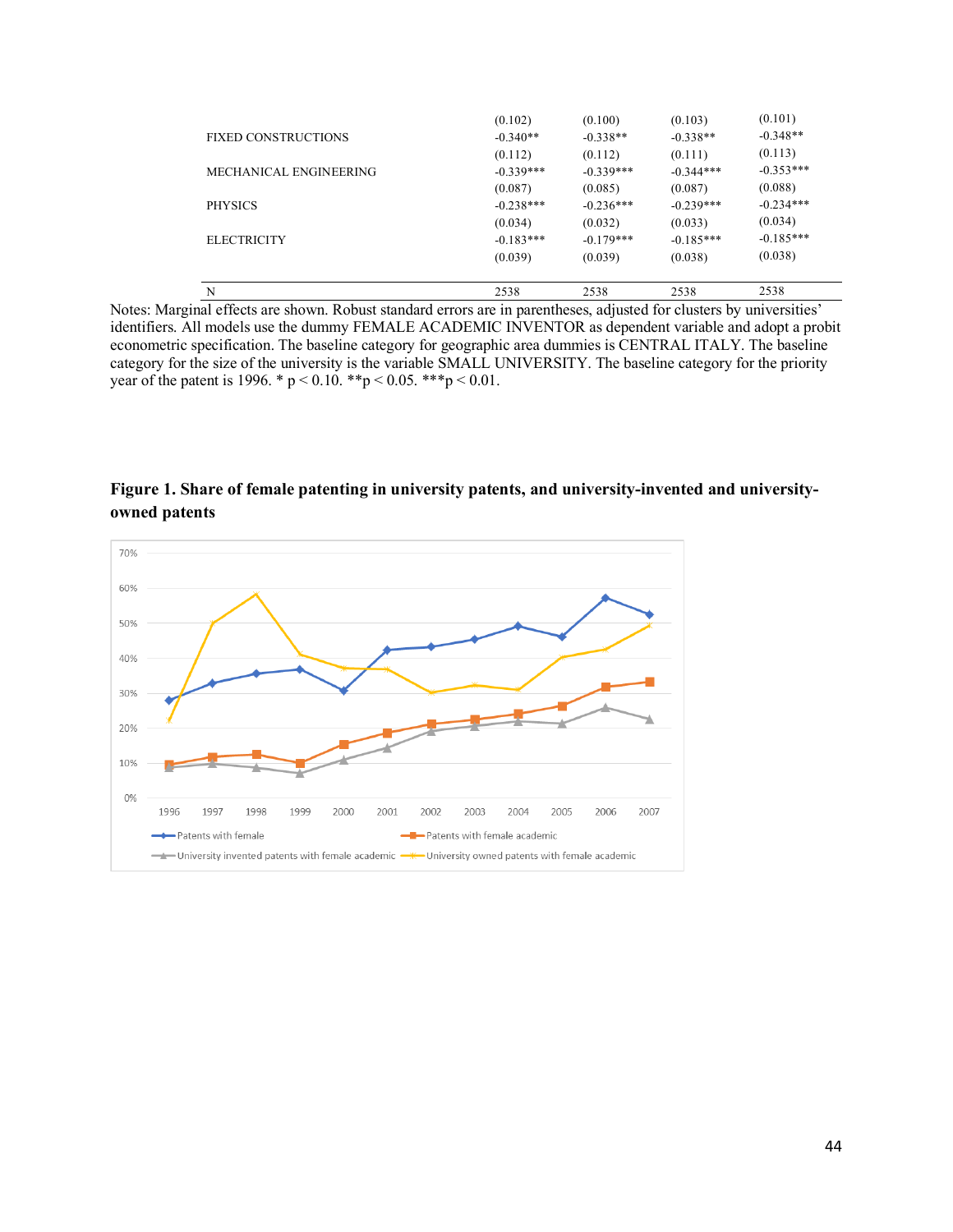| | | | | |
|---|---|---|---|---|
| | (0.102) | (0.100) | (0.103) | (0.101) |
| FIXED CONSTRUCTIONS | -0.340** | -0.338** | -0.338** | -0.348** |
| | (0.112) | (0.112) | (0.111) | (0.113) |
| MECHANICAL ENGINEERING | -0.339*** | -0.339*** | -0.344*** | -0.353*** |
| | (0.087) | (0.085) | (0.087) | (0.088) |
| PHYSICS | -0.238*** | -0.236*** | -0.239*** | -0.234*** |
| | (0.034) | (0.032) | (0.033) | (0.034) |
| ELECTRICITY | -0.183*** | -0.179*** | -0.185*** | -0.185*** |
| | (0.039) | (0.039) | (0.038) | (0.038) |
| N | 2538 | 2538 | 2538 | 2538 |

Notes: Marginal effects are shown. Robust standard errors are in parentheses, adjusted for clusters by universities' identifiers. All models use the dummy FEMALE ACADEMIC INVENTOR as dependent variable and adopt a probit econometric specification. The baseline category for geographic area dummies is CENTRAL ITALY. The baseline category for the size of the university is the variable SMALL UNIVERSITY. The baseline category for the priority year of the patent is 1996. * $p < 0.10$. ** $p < 0.05$. *** $p < 0.01$.

**Figure 1. Share of female patenting in university patents, and university-invented and university-owned patents**

70%
60%
50%
40%
30%
20%
10%
0%

1996 1997 1998 1999 2000 2001 2002 2003 2004 2005 2006 2007

Patents with female
Patents with female academic
University invented patents with female academic
University owned patents with female academic